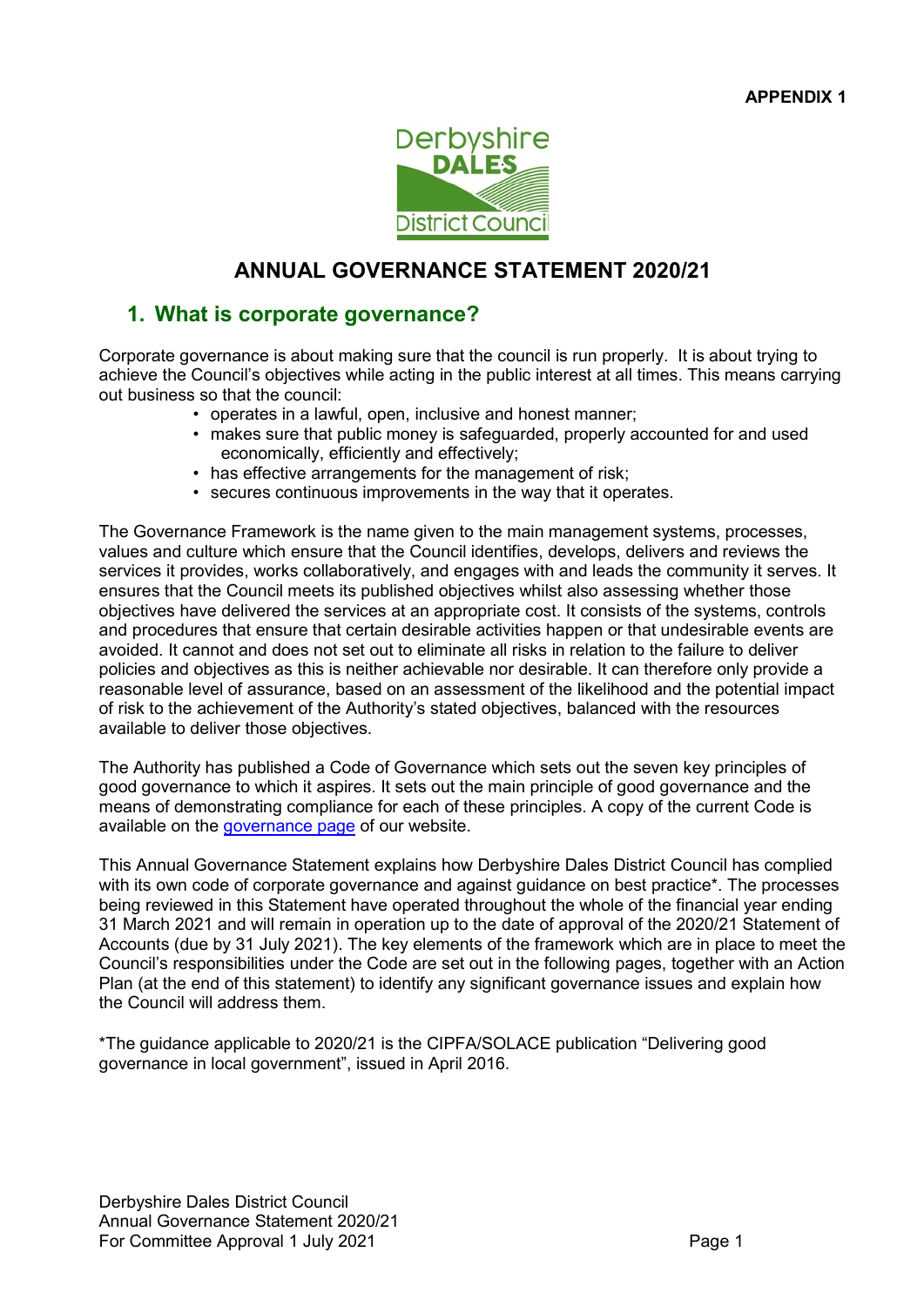**APPENDIX 1**

Derbyshire DALES District Council

# ANNUAL GOVERNANCE STATEMENT 2020/21

## 1. What is corporate governance?

Corporate governance is about making sure that the council is run properly. It is about trying to achieve the Council's objectives while acting in the public interest at all times. This means carrying out business so that the council:

- operates in a lawful, open, inclusive and honest manner;
- makes sure that public money is safeguarded, properly accounted for and used economically, efficiently and effectively;
- has effective arrangements for the management of risk;
- secures continuous improvements in the way that it operates.

The Governance Framework is the name given to the main management systems, processes, values and culture which ensure that the Council identifies, develops, delivers and reviews the services it provides, works collaboratively, and engages with and leads the community it serves. It ensures that the Council meets its published objectives whilst also assessing whether those objectives have delivered the services at an appropriate cost. It consists of the systems, controls and procedures that ensure that certain desirable activities happen or that undesirable events are avoided. It cannot and does not set out to eliminate all risks in relation to the failure to deliver policies and objectives as this is neither achievable nor desirable. It can therefore only provide a reasonable level of assurance, based on an assessment of the likelihood and the potential impact of risk to the achievement of the Authority's stated objectives, balanced with the resources available to deliver those objectives.

The Authority has published a Code of Governance which sets out the seven key principles of good governance to which it aspires. It sets out the main principle of good governance and the means of demonstrating compliance for each of these principles. A copy of the current Code is available on the governance page of our website.

This Annual Governance Statement explains how Derbyshire Dales District Council has complied with its own code of corporate governance and against guidance on best practice*. The processes being reviewed in this Statement have operated throughout the whole of the financial year ending 31 March 2021 and will remain in operation up to the date of approval of the 2020/21 Statement of Accounts (due by 31 July 2021). The key elements of the framework which are in place to meet the Council's responsibilities under the Code are set out in the following pages, together with an Action Plan (at the end of this statement) to identify any significant governance issues and explain how the Council will address them.

*The guidance applicable to 2020/21 is the CIPFA/SOLACE publication "Delivering good governance in local government", issued in April 2016.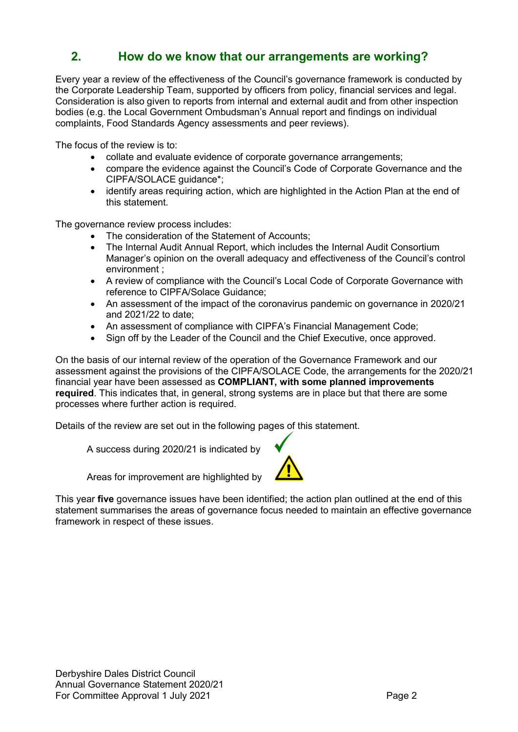## 2. How do we know that our arrangements are working?

Every year a review of the effectiveness of the Council's governance framework is conducted by the Corporate Leadership Team, supported by officers from policy, financial services and legal. Consideration is also given to reports from internal and external audit and from other inspection bodies (e.g. the Local Government Ombudsman's Annual report and findings on individual complaints, Food Standards Agency assessments and peer reviews).

The focus of the review is to:

- collate and evaluate evidence of corporate governance arrangements;
- compare the evidence against the Council's Code of Corporate Governance and the CIPFA/SOLACE guidance*;
- identify areas requiring action, which are highlighted in the Action Plan at the end of this statement.

The governance review process includes:

- The consideration of the Statement of Accounts;
- The Internal Audit Annual Report, which includes the Internal Audit Consortium Manager's opinion on the overall adequacy and effectiveness of the Council's control environment ;
- A review of compliance with the Council's Local Code of Corporate Governance with reference to CIPFA/Solace Guidance;
- An assessment of the impact of the coronavirus pandemic on governance in 2020/21 and 2021/22 to date;
- An assessment of compliance with CIPFA's Financial Management Code;
- Sign off by the Leader of the Council and the Chief Executive, once approved.

On the basis of our internal review of the operation of the Governance Framework and our assessment against the provisions of the CIPFA/SOLACE Code, the arrangements for the 2020/21 financial year have been assessed as **COMPLIANT, with some planned improvements required**. This indicates that, in general, strong systems are in place but that there are some processes where further action is required.

Details of the review are set out in the following pages of this statement.

A success during 2020/21 is indicated by ✓

Areas for improvement are highlighted by ⚠

This year **five** governance issues have been identified; the action plan outlined at the end of this statement summarises the areas of governance focus needed to maintain an effective governance framework in respect of these issues.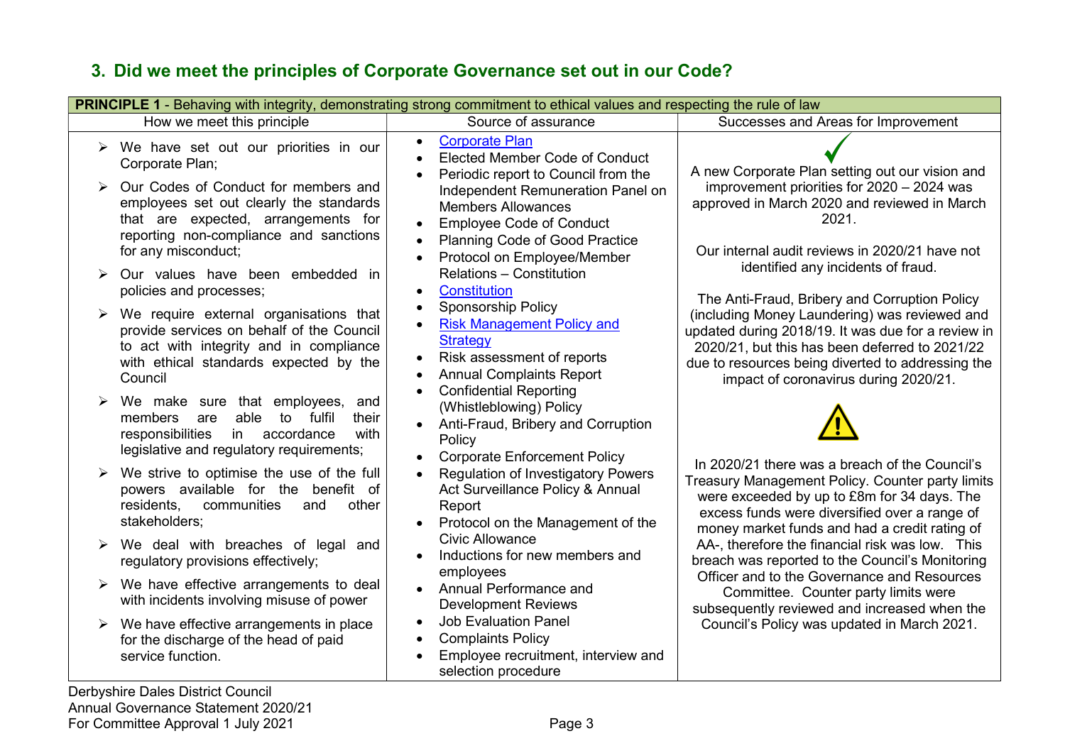## 3. Did we meet the principles of Corporate Governance set out in our Code?

| PRINCIPLE 1 - Behaving with integrity, demonstrating strong commitment to ethical values and respecting the rule of law | | |
|---|---|---|
| How we meet this principle | Source of assurance | Successes and Areas for Improvement |
| ➢ We have set out our priorities in our Corporate Plan;<br>➢ Our Codes of Conduct for members and employees set out clearly the standards that are expected, arrangements for reporting non-compliance and sanctions for any misconduct;<br>➢ Our values have been embedded in policies and processes;<br>➢ We require external organisations that provide services on behalf of the Council to act with integrity and in compliance with ethical standards expected by the Council<br>➢ We make sure that employees, and members are able to fulfil their responsibilities in accordance with legislative and regulatory requirements;<br>➢ We strive to optimise the use of the full powers available for the benefit of residents, communities and other stakeholders;<br>➢ We deal with breaches of legal and regulatory provisions effectively;<br>➢ We have effective arrangements to deal with incidents involving misuse of power<br>➢ We have effective arrangements in place for the discharge of the head of paid service function. | • Corporate Plan<br>• Elected Member Code of Conduct<br>• Periodic report to Council from the Independent Remuneration Panel on Members Allowances<br>• Employee Code of Conduct<br>• Planning Code of Good Practice<br>• Protocol on Employee/Member Relations – Constitution<br>• Constitution<br>• Sponsorship Policy<br>• Risk Management Policy and Strategy<br>• Risk assessment of reports<br>• Annual Complaints Report<br>• Confidential Reporting (Whistleblowing) Policy<br>• Anti-Fraud, Bribery and Corruption Policy<br>• Corporate Enforcement Policy<br>• Regulation of Investigatory Powers Act Surveillance Policy & Annual Report<br>• Protocol on the Management of the Civic Allowance<br>• Inductions for new members and employees<br>• Annual Performance and Development Reviews<br>• Job Evaluation Panel<br>• Complaints Policy<br>• Employee recruitment, interview and selection procedure | ✓<br>A new Corporate Plan setting out our vision and improvement priorities for 2020 – 2024 was approved in March 2020 and reviewed in March 2021.<br><br>Our internal audit reviews in 2020/21 have not identified any incidents of fraud.<br><br>The Anti-Fraud, Bribery and Corruption Policy (including Money Laundering) was reviewed and updated during 2018/19. It was due for a review in 2020/21, but this has been deferred to 2021/22 due to resources being diverted to addressing the impact of coronavirus during 2020/21.<br><br>⚠<br>In 2020/21 there was a breach of the Council's Treasury Management Policy. Counter party limits were exceeded by up to £8m for 34 days. The excess funds were diversified over a range of money market funds and had a credit rating of AA-, therefore the financial risk was low. This breach was reported to the Council's Monitoring Officer and to the Governance and Resources Committee. Counter party limits were subsequently reviewed and increased when the Council's Policy was updated in March 2021. |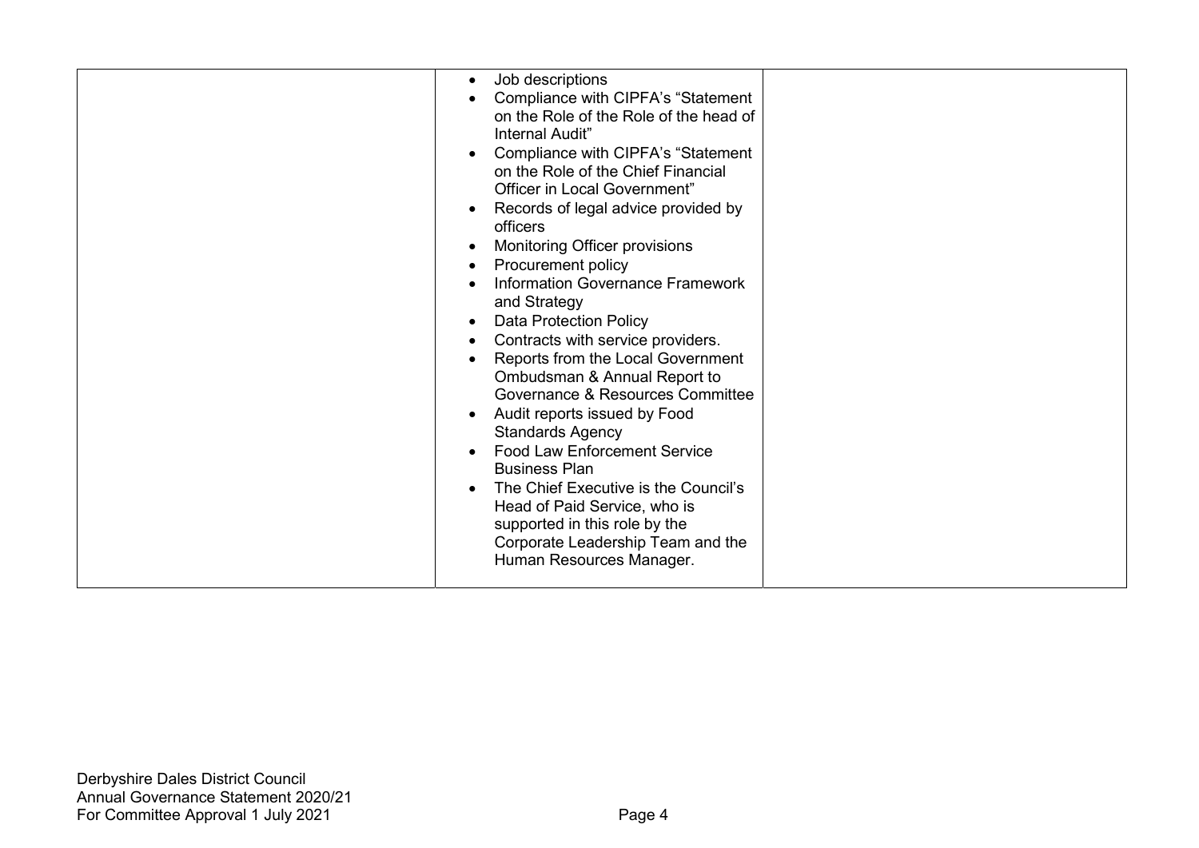|  |  |  |
|---|---|---|
|  | <ul><li>Job descriptions</li><li>Compliance with CIPFA's "Statement on the Role of the Role of the head of Internal Audit"</li><li>Compliance with CIPFA's "Statement on the Role of the Chief Financial Officer in Local Government"</li><li>Records of legal advice provided by officers</li><li>Monitoring Officer provisions</li><li>Procurement policy</li><li>Information Governance Framework and Strategy</li><li>Data Protection Policy</li><li>Contracts with service providers.</li><li>Reports from the Local Government Ombudsman & Annual Report to Governance & Resources Committee</li><li>Audit reports issued by Food Standards Agency</li><li>Food Law Enforcement Service Business Plan</li><li>The Chief Executive is the Council's Head of Paid Service, who is supported in this role by the Corporate Leadership Team and the Human Resources Manager.</li></ul> |  |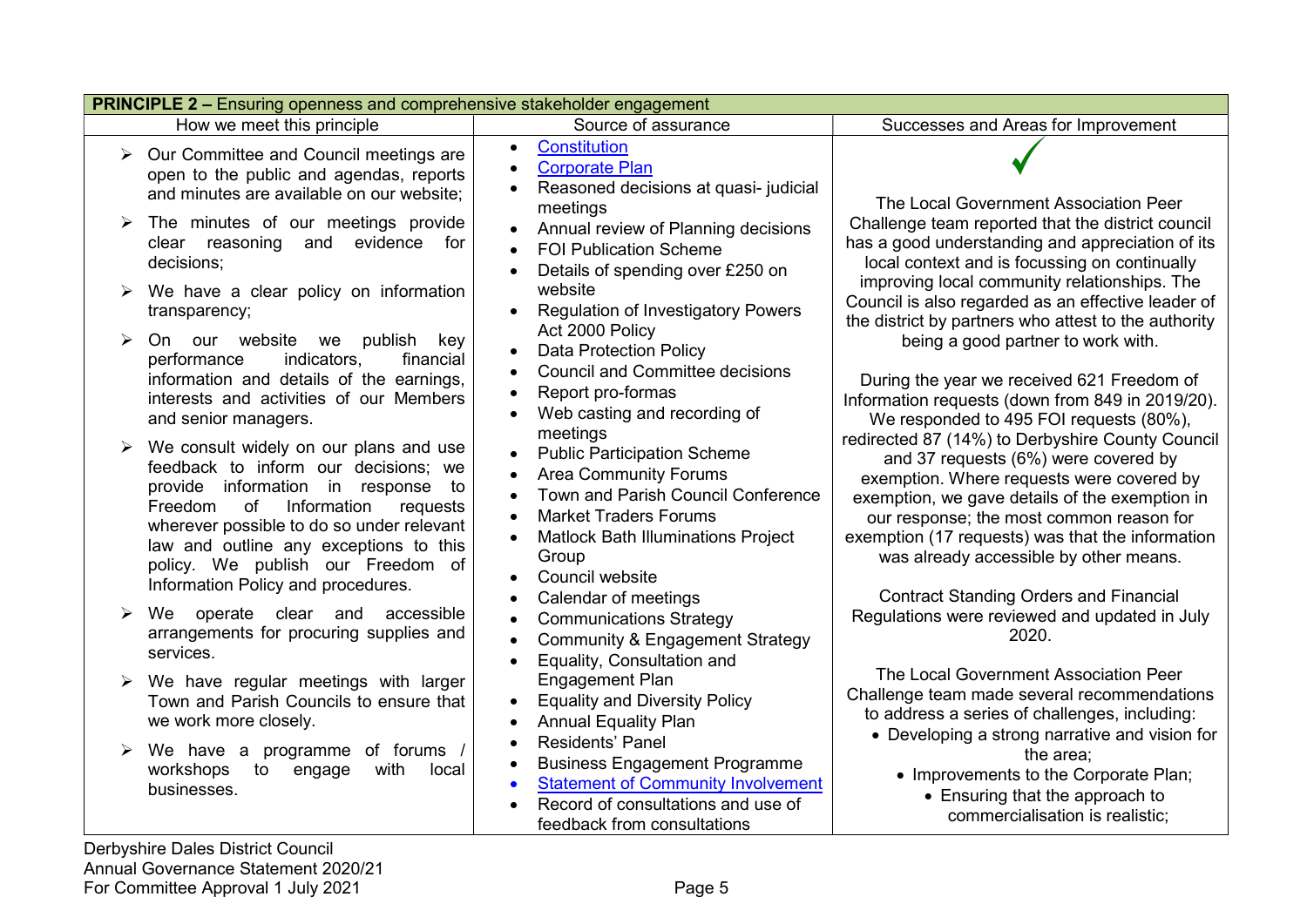| **PRINCIPLE 2 –** Ensuring openness and comprehensive stakeholder engagement | | |
|---|---|---|
| How we meet this principle | Source of assurance | Successes and Areas for Improvement |
| ➢ Our Committee and Council meetings are open to the public and agendas, reports and minutes are available on our website;<br>➢ The minutes of our meetings provide clear reasoning and evidence for decisions;<br>➢ We have a clear policy on information transparency;<br>➢ On our website we publish key performance indicators, financial information and details of the earnings, interests and activities of our Members and senior managers.<br>➢ We consult widely on our plans and use feedback to inform our decisions; we provide information in response to Freedom of Information requests wherever possible to do so under relevant law and outline any exceptions to this policy. We publish our Freedom of Information Policy and procedures.<br>➢ We operate clear and accessible arrangements for procuring supplies and services.<br>➢ We have regular meetings with larger Town and Parish Councils to ensure that we work more closely.<br>➢ We have a programme of forums / workshops to engage with local businesses. | • Constitution<br>• Corporate Plan<br>• Reasoned decisions at quasi- judicial meetings<br>• Annual review of Planning decisions<br>• FOI Publication Scheme<br>• Details of spending over £250 on website<br>• Regulation of Investigatory Powers Act 2000 Policy<br>• Data Protection Policy<br>• Council and Committee decisions<br>• Report pro-formas<br>• Web casting and recording of meetings<br>• Public Participation Scheme<br>• Area Community Forums<br>• Town and Parish Council Conference<br>• Market Traders Forums<br>• Matlock Bath Illuminations Project Group<br>• Council website<br>• Calendar of meetings<br>• Communications Strategy<br>• Community & Engagement Strategy<br>• Equality, Consultation and Engagement Plan<br>• Equality and Diversity Policy<br>• Annual Equality Plan<br>• Residents' Panel<br>• Business Engagement Programme<br>• Statement of Community Involvement<br>• Record of consultations and use of feedback from consultations | ✓<br><br>The Local Government Association Peer Challenge team reported that the district council has a good understanding and appreciation of its local context and is focussing on continually improving local community relationships. The Council is also regarded as an effective leader of the district by partners who attest to the authority being a good partner to work with.<br><br>During the year we received 621 Freedom of Information requests (down from 849 in 2019/20). We responded to 495 FOI requests (80%), redirected 87 (14%) to Derbyshire County Council and 37 requests (6%) were covered by exemption. Where requests were covered by exemption, we gave details of the exemption in our response; the most common reason for exemption (17 requests) was that the information was already accessible by other means.<br><br>Contract Standing Orders and Financial Regulations were reviewed and updated in July 2020.<br><br>The Local Government Association Peer Challenge team made several recommendations to address a series of challenges, including:<br>• Developing a strong narrative and vision for the area;<br>• Improvements to the Corporate Plan;<br>• Ensuring that the approach to commercialisation is realistic; |

Derbyshire Dales District Council
Annual Governance Statement 2020/21
For Committee Approval 1 July 2021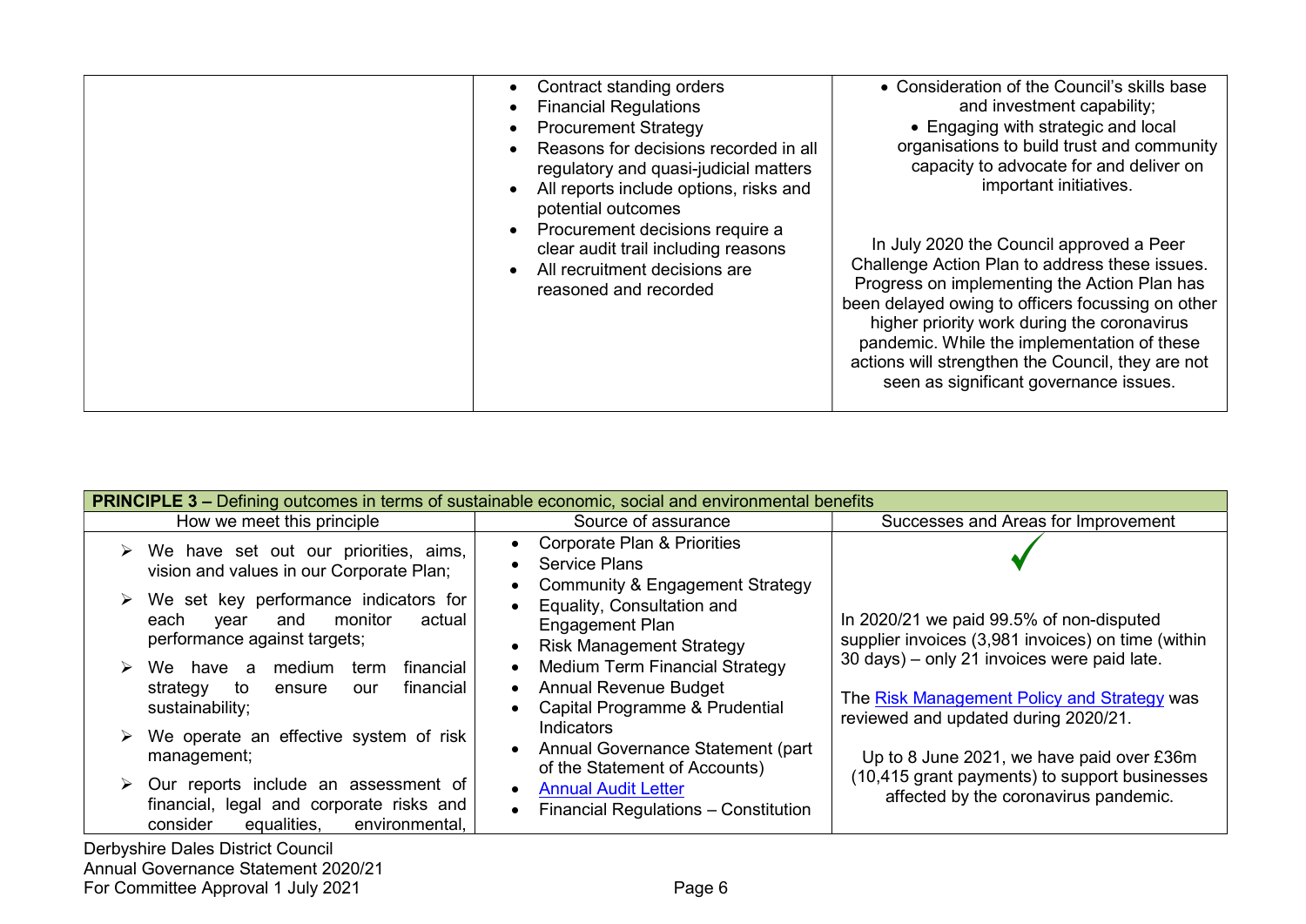| | | |
|---|---|---|
| | • Contract standing orders<br>• Financial Regulations<br>• Procurement Strategy<br>• Reasons for decisions recorded in all regulatory and quasi-judicial matters<br>• All reports include options, risks and potential outcomes<br>• Procurement decisions require a clear audit trail including reasons<br>• All recruitment decisions are reasoned and recorded | • Consideration of the Council's skills base and investment capability;<br>• Engaging with strategic and local organisations to build trust and community capacity to advocate for and deliver on important initiatives.<br><br>In July 2020 the Council approved a Peer Challenge Action Plan to address these issues. Progress on implementing the Action Plan has been delayed owing to officers focussing on other higher priority work during the coronavirus pandemic. While the implementation of these actions will strengthen the Council, they are not seen as significant governance issues. |

| **PRINCIPLE 3 –** Defining outcomes in terms of sustainable economic, social and environmental benefits | | |
|---|---|---|
| How we meet this principle | Source of assurance | Successes and Areas for Improvement |
| ➢ We have set out our priorities, aims, vision and values in our Corporate Plan;<br>➢ We set key performance indicators for each year and monitor actual performance against targets;<br>➢ We have a medium term financial strategy to ensure our financial sustainability;<br>➢ We operate an effective system of risk management;<br>➢ Our reports include an assessment of financial, legal and corporate risks and consider equalities, environmental, | • Corporate Plan & Priorities<br>• Service Plans<br>• Community & Engagement Strategy<br>• Equality, Consultation and Engagement Plan<br>• Risk Management Strategy<br>• Medium Term Financial Strategy<br>• Annual Revenue Budget<br>• Capital Programme & Prudential Indicators<br>• Annual Governance Statement (part of the Statement of Accounts)<br>• Annual Audit Letter<br>• Financial Regulations – Constitution | ✓<br><br>In 2020/21 we paid 99.5% of non-disputed supplier invoices (3,981 invoices) on time (within 30 days) – only 21 invoices were paid late.<br><br>The Risk Management Policy and Strategy was reviewed and updated during 2020/21.<br><br>Up to 8 June 2021, we have paid over £36m (10,415 grant payments) to support businesses affected by the coronavirus pandemic. |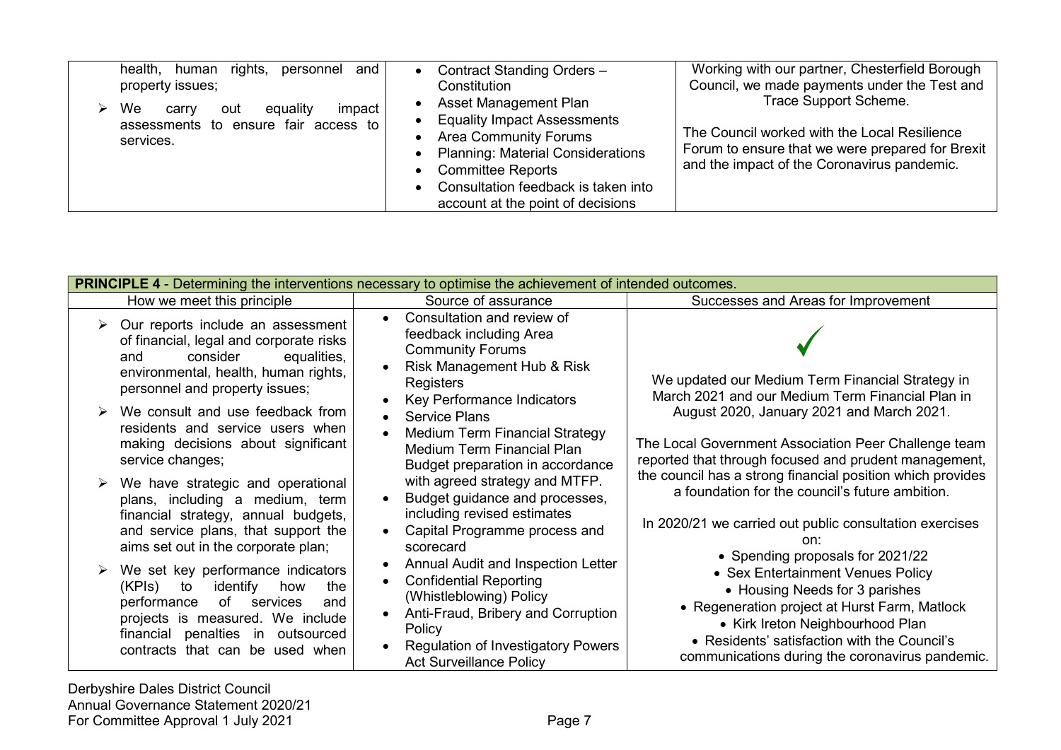| | | |
|---|---|---|
| health, human rights, personnel and property issues;<br>➢ We carry out equality impact assessments to ensure fair access to services. | • Contract Standing Orders – Constitution<br>• Asset Management Plan<br>• Equality Impact Assessments<br>• Area Community Forums<br>• Planning: Material Considerations<br>• Committee Reports<br>• Consultation feedback is taken into account at the point of decisions | Working with our partner, Chesterfield Borough Council, we made payments under the Test and Trace Support Scheme.<br><br>The Council worked with the Local Resilience Forum to ensure that we were prepared for Brexit and the impact of the Coronavirus pandemic. |

| **PRINCIPLE 4** - Determining the interventions necessary to optimise the achievement of intended outcomes. | | |
|---|---|---|
| How we meet this principle | Source of assurance | Successes and Areas for Improvement |
| ➢ Our reports include an assessment of financial, legal and corporate risks and consider equalities, environmental, health, human rights, personnel and property issues;<br>➢ We consult and use feedback from residents and service users when making decisions about significant service changes;<br>➢ We have strategic and operational plans, including a medium, term financial strategy, annual budgets, and service plans, that support the aims set out in the corporate plan;<br>➢ We set key performance indicators (KPIs) to identify how the performance of services and projects is measured. We include financial penalties in outsourced contracts that can be used when | • Consultation and review of feedback including Area Community Forums<br>• Risk Management Hub & Risk Registers<br>• Key Performance Indicators<br>• Service Plans<br>• Medium Term Financial Strategy Medium Term Financial Plan Budget preparation in accordance with agreed strategy and MTFP.<br>• Budget guidance and processes, including revised estimates<br>• Capital Programme process and scorecard<br>• Annual Audit and Inspection Letter<br>• Confidential Reporting (Whistleblowing) Policy<br>• Anti-Fraud, Bribery and Corruption Policy<br>• Regulation of Investigatory Powers Act Surveillance Policy | ✓<br><br>We updated our Medium Term Financial Strategy in March 2021 and our Medium Term Financial Plan in August 2020, January 2021 and March 2021.<br><br>The Local Government Association Peer Challenge team reported that through focused and prudent management, the council has a strong financial position which provides a foundation for the council's future ambition.<br><br>In 2020/21 we carried out public consultation exercises on:<br>• Spending proposals for 2021/22<br>• Sex Entertainment Venues Policy<br>• Housing Needs for 3 parishes<br>• Regeneration project at Hurst Farm, Matlock<br>• Kirk Ireton Neighbourhood Plan<br>• Residents' satisfaction with the Council's communications during the coronavirus pandemic. |

Derbyshire Dales District Council
Annual Governance Statement 2020/21
For Committee Approval 1 July 2021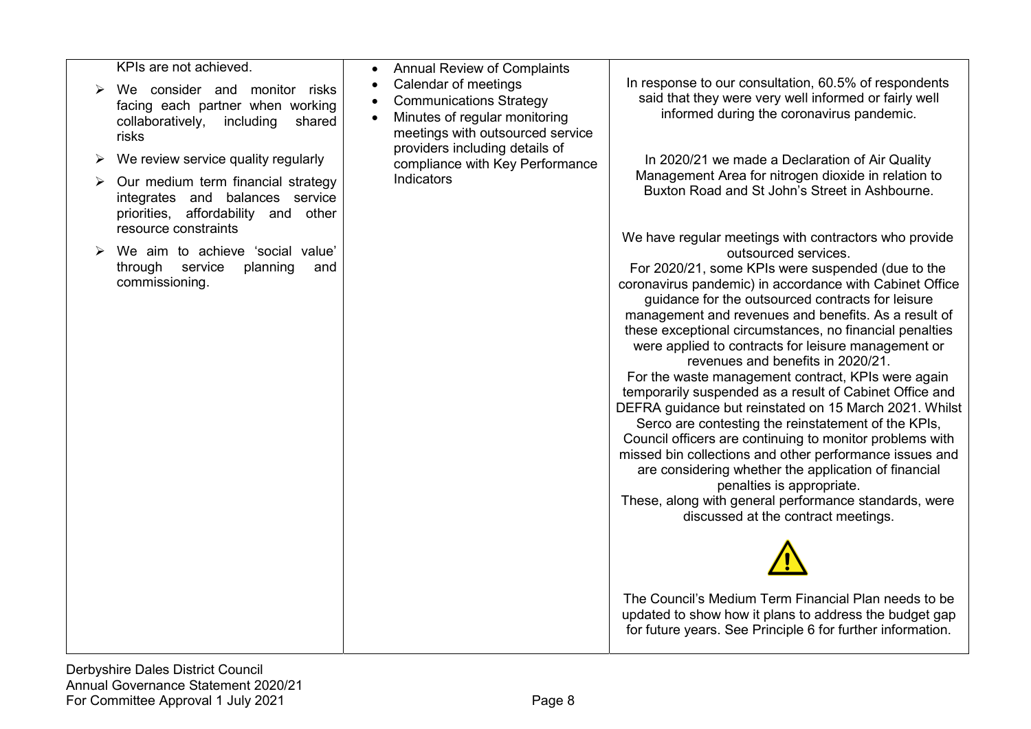| | | |
|---|---|---|
| KPIs are not achieved.<br>➢ We consider and monitor risks facing each partner when working collaboratively, including shared risks<br>➢ We review service quality regularly<br>➢ Our medium term financial strategy integrates and balances service priorities, affordability and other resource constraints<br>➢ We aim to achieve 'social value' through service planning and commissioning. | • Annual Review of Complaints<br>• Calendar of meetings<br>• Communications Strategy<br>• Minutes of regular monitoring meetings with outsourced service providers including details of compliance with Key Performance Indicators | In response to our consultation, 60.5% of respondents said that they were very well informed or fairly well informed during the coronavirus pandemic.<br><br>In 2020/21 we made a Declaration of Air Quality Management Area for nitrogen dioxide in relation to Buxton Road and St John's Street in Ashbourne.<br><br>We have regular meetings with contractors who provide outsourced services.<br>For 2020/21, some KPIs were suspended (due to the coronavirus pandemic) in accordance with Cabinet Office guidance for the outsourced contracts for leisure management and revenues and benefits. As a result of these exceptional circumstances, no financial penalties were applied to contracts for leisure management or revenues and benefits in 2020/21.<br>For the waste management contract, KPIs were again temporarily suspended as a result of Cabinet Office and DEFRA guidance but reinstated on 15 March 2021. Whilst Serco are contesting the reinstatement of the KPIs, Council officers are continuing to monitor problems with missed bin collections and other performance issues and are considering whether the application of financial penalties is appropriate.<br>These, along with general performance standards, were discussed at the contract meetings.<br><br>⚠<br><br>The Council's Medium Term Financial Plan needs to be updated to show how it plans to address the budget gap for future years. See Principle 6 for further information. |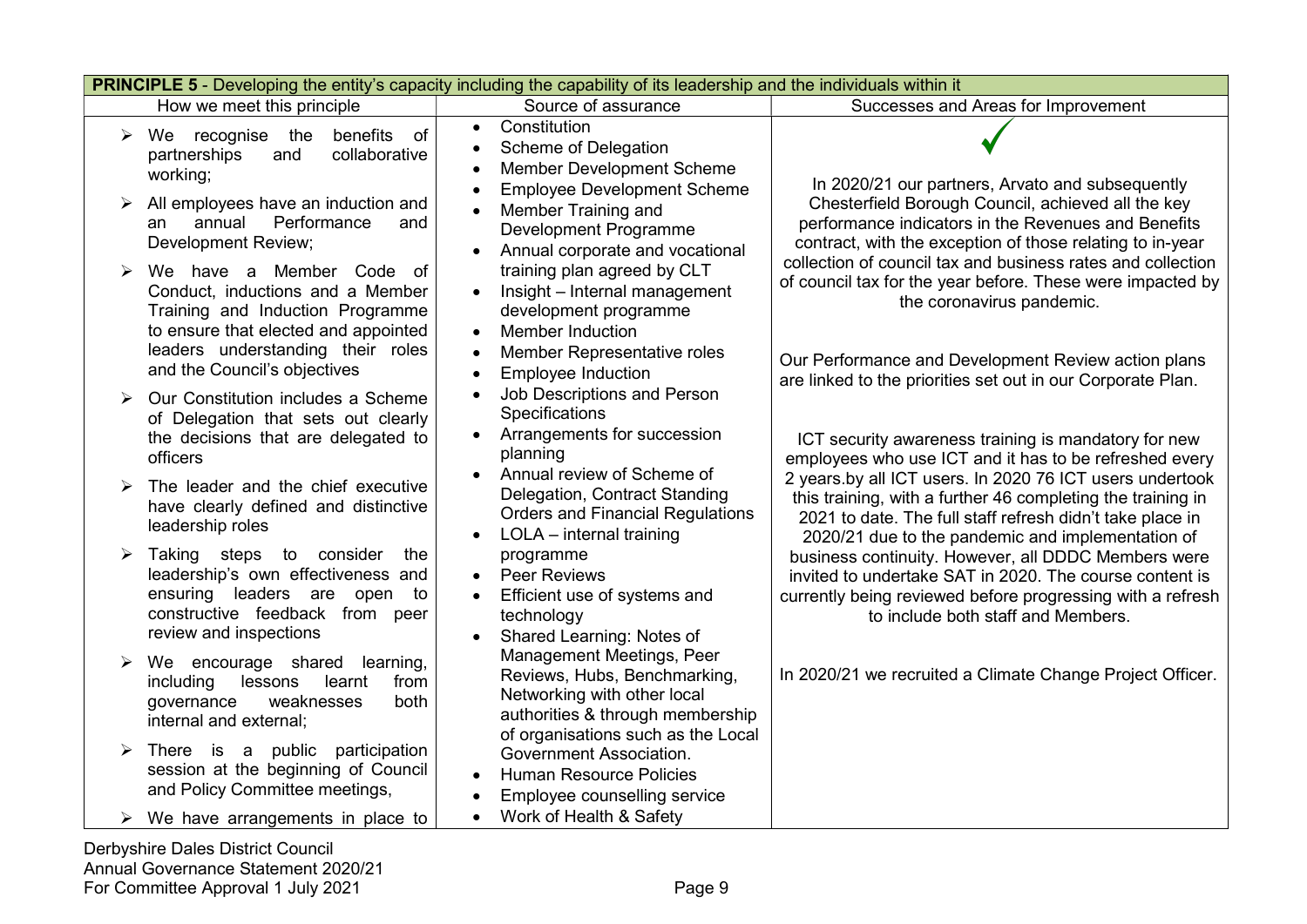| PRINCIPLE 5 - Developing the entity's capacity including the capability of its leadership and the individuals within it | | |
|---|---|---|
| How we meet this principle | Source of assurance | Successes and Areas for Improvement |
| ➢ We recognise the benefits of partnerships and collaborative working;<br>➢ All employees have an induction and an annual Performance and Development Review;<br>➢ We have a Member Code of Conduct, inductions and a Member Training and Induction Programme to ensure that elected and appointed leaders understanding their roles and the Council's objectives<br>➢ Our Constitution includes a Scheme of Delegation that sets out clearly the decisions that are delegated to officers<br>➢ The leader and the chief executive have clearly defined and distinctive leadership roles<br>➢ Taking steps to consider the leadership's own effectiveness and ensuring leaders are open to constructive feedback from peer review and inspections<br>➢ We encourage shared learning, including lessons learnt from governance weaknesses both internal and external;<br>➢ There is a public participation session at the beginning of Council and Policy Committee meetings,<br>➢ We have arrangements in place to | • Constitution<br>• Scheme of Delegation<br>• Member Development Scheme<br>• Employee Development Scheme<br>• Member Training and Development Programme<br>• Annual corporate and vocational training plan agreed by CLT<br>• Insight – Internal management development programme<br>• Member Induction<br>• Member Representative roles<br>• Employee Induction<br>• Job Descriptions and Person Specifications<br>• Arrangements for succession planning<br>• Annual review of Scheme of Delegation, Contract Standing Orders and Financial Regulations<br>• LOLA – internal training programme<br>• Peer Reviews<br>• Efficient use of systems and technology<br>• Shared Learning: Notes of Management Meetings, Peer Reviews, Hubs, Benchmarking, Networking with other local authorities & through membership of organisations such as the Local Government Association.<br>• Human Resource Policies<br>• Employee counselling service<br>• Work of Health & Safety | ✓<br><br>In 2020/21 our partners, Arvato and subsequently Chesterfield Borough Council, achieved all the key performance indicators in the Revenues and Benefits contract, with the exception of those relating to in-year collection of council tax and business rates and collection of council tax for the year before. These were impacted by the coronavirus pandemic.<br><br>Our Performance and Development Review action plans are linked to the priorities set out in our Corporate Plan.<br><br>ICT security awareness training is mandatory for new employees who use ICT and it has to be refreshed every 2 years.by all ICT users. In 2020 76 ICT users undertook this training, with a further 46 completing the training in 2021 to date. The full staff refresh didn't take place in 2020/21 due to the pandemic and implementation of business continuity. However, all DDDC Members were invited to undertake SAT in 2020. The course content is currently being reviewed before progressing with a refresh to include both staff and Members.<br><br>In 2020/21 we recruited a Climate Change Project Officer. |

Derbyshire Dales District Council
Annual Governance Statement 2020/21
For Committee Approval 1 July 2021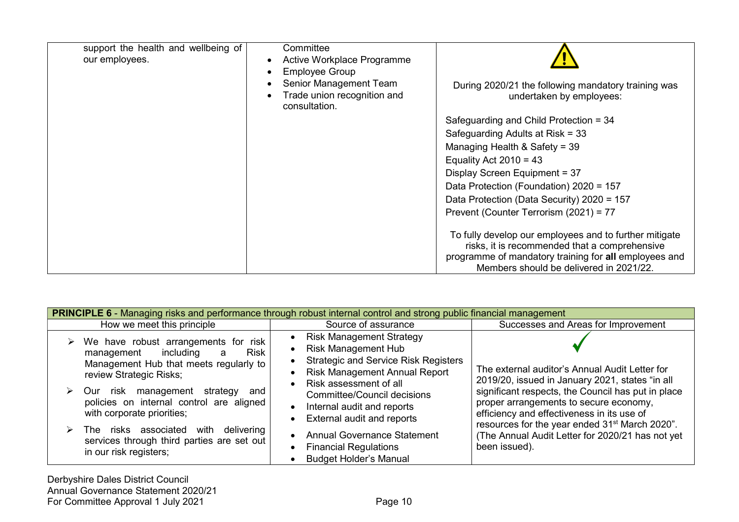| | | |
|---|---|---|
| support the health and wellbeing of our employees. | Committee<br>• Active Workplace Programme<br>• Employee Group<br>• Senior Management Team<br>• Trade union recognition and consultation. | ⚠<br>During 2020/21 the following mandatory training was undertaken by employees:<br>Safeguarding and Child Protection = 34<br>Safeguarding Adults at Risk = 33<br>Managing Health & Safety = 39<br>Equality Act 2010 = 43<br>Display Screen Equipment = 37<br>Data Protection (Foundation) 2020 = 157<br>Data Protection (Data Security) 2020 = 157<br>Prevent (Counter Terrorism (2021) = 77<br><br>To fully develop our employees and to further mitigate risks, it is recommended that a comprehensive programme of mandatory training for **all** employees and Members should be delivered in 2021/22. |

| **PRINCIPLE 6** - Managing risks and performance through robust internal control and strong public financial management | | |
|---|---|---|
| How we meet this principle | Source of assurance | Successes and Areas for Improvement |
| ➢ We have robust arrangements for risk management including a Risk Management Hub that meets regularly to review Strategic Risks;<br>➢ Our risk management strategy and policies on internal control are aligned with corporate priorities;<br>➢ The risks associated with delivering services through third parties are set out in our risk registers; | • Risk Management Strategy<br>• Risk Management Hub<br>• Strategic and Service Risk Registers<br>• Risk Management Annual Report<br>• Risk assessment of all Committee/Council decisions<br>• Internal audit and reports<br>• External audit and reports<br>• Annual Governance Statement<br>• Financial Regulations<br>• Budget Holder's Manual | ✓<br>The external auditor's Annual Audit Letter for 2019/20, issued in January 2021, states "in all significant respects, the Council has put in place proper arrangements to secure economy, efficiency and effectiveness in its use of resources for the year ended 31st March 2020". (The Annual Audit Letter for 2020/21 has not yet been issued). |

Derbyshire Dales District Council
Annual Governance Statement 2020/21
For Committee Approval 1 July 2021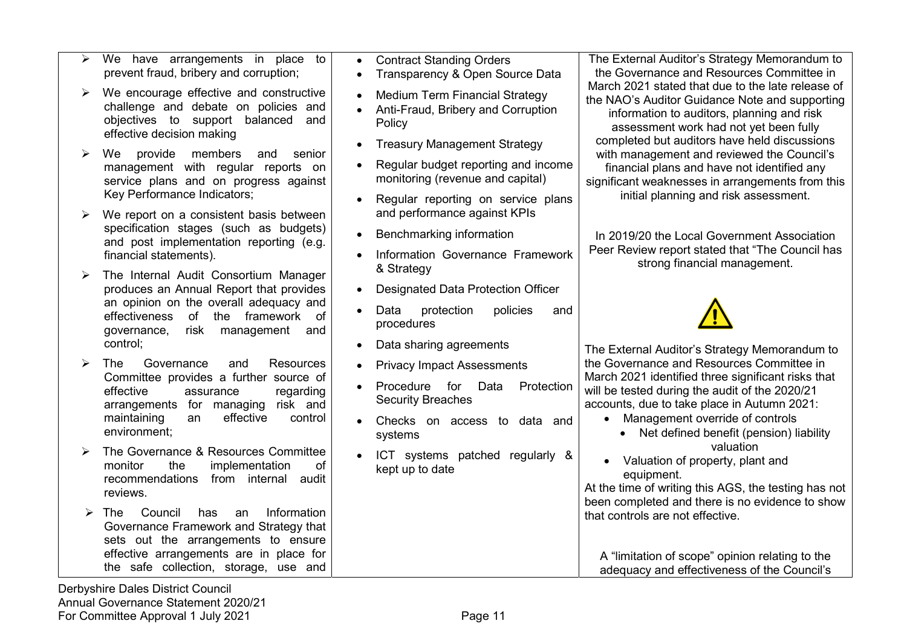| | | |
|---|---|---|
| ➢ We have arrangements in place to prevent fraud, bribery and corruption;<br><br>➢ We encourage effective and constructive challenge and debate on policies and objectives to support balanced and effective decision making<br><br>➢ We provide members and senior management with regular reports on service plans and on progress against Key Performance Indicators;<br><br>➢ We report on a consistent basis between specification stages (such as budgets) and post implementation reporting (e.g. financial statements).<br><br>➢ The Internal Audit Consortium Manager produces an Annual Report that provides an opinion on the overall adequacy and effectiveness of the framework of governance, risk management and control;<br><br>➢ The Governance and Resources Committee provides a further source of effective assurance regarding arrangements for managing risk and maintaining an effective control environment;<br><br>➢ The Governance & Resources Committee monitor the implementation of recommendations from internal audit reviews.<br><br>➢ The Council has an Information Governance Framework and Strategy that sets out the arrangements to ensure effective arrangements are in place for the safe collection, storage, use and | • Contract Standing Orders<br>• Transparency & Open Source Data<br>• Medium Term Financial Strategy<br>• Anti-Fraud, Bribery and Corruption Policy<br>• Treasury Management Strategy<br>• Regular budget reporting and income monitoring (revenue and capital)<br>• Regular reporting on service plans and performance against KPIs<br>• Benchmarking information<br>• Information Governance Framework & Strategy<br>• Designated Data Protection Officer<br>• Data protection policies and procedures<br>• Data sharing agreements<br>• Privacy Impact Assessments<br>• Procedure for Data Protection Security Breaches<br>• Checks on access to data and systems<br>• ICT systems patched regularly & kept up to date | The External Auditor's Strategy Memorandum to the Governance and Resources Committee in March 2021 stated that due to the late release of the NAO's Auditor Guidance Note and supporting information to auditors, planning and risk assessment work had not yet been fully completed but auditors have held discussions with management and reviewed the Council's financial plans and have not identified any significant weaknesses in arrangements from this initial planning and risk assessment.<br><br>In 2019/20 the Local Government Association Peer Review report stated that "The Council has strong financial management.<br><br>⚠<br><br>The External Auditor's Strategy Memorandum to the Governance and Resources Committee in March 2021 identified three significant risks that will be tested during the audit of the 2020/21 accounts, due to take place in Autumn 2021:<br>• Management override of controls<br>• Net defined benefit (pension) liability valuation<br>• Valuation of property, plant and equipment.<br>At the time of writing this AGS, the testing has not been completed and there is no evidence to show that controls are not effective.<br><br>A "limitation of scope" opinion relating to the adequacy and effectiveness of the Council's |

Derbyshire Dales District Council
Annual Governance Statement 2020/21
For Committee Approval 1 July 2021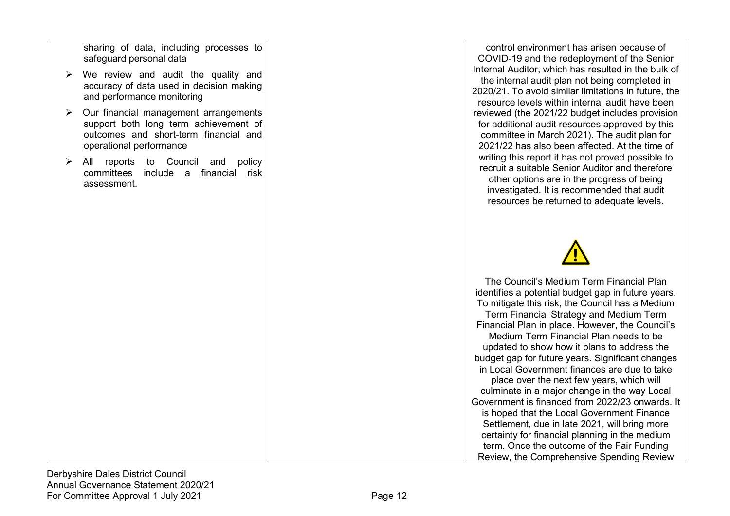| | | |
|---|---|---|
| sharing of data, including processes to safeguard personal data<br>➢ We review and audit the quality and accuracy of data used in decision making and performance monitoring<br>➢ Our financial management arrangements support both long term achievement of outcomes and short-term financial and operational performance<br>➢ All reports to Council and policy committees include a financial risk assessment. | | control environment has arisen because of COVID-19 and the redeployment of the Senior Internal Auditor, which has resulted in the bulk of the internal audit plan not being completed in 2020/21. To avoid similar limitations in future, the resource levels within internal audit have been reviewed (the 2021/22 budget includes provision for additional audit resources approved by this committee in March 2021). The audit plan for 2021/22 has also been affected. At the time of writing this report it has not proved possible to recruit a suitable Senior Auditor and therefore other options are in the progress of being investigated. It is recommended that audit resources be returned to adequate levels.<br><br>⚠<br><br>The Council's Medium Term Financial Plan identifies a potential budget gap in future years. To mitigate this risk, the Council has a Medium Term Financial Strategy and Medium Term Financial Plan in place. However, the Council's Medium Term Financial Plan needs to be updated to show how it plans to address the budget gap for future years. Significant changes in Local Government finances are due to take place over the next few years, which will culminate in a major change in the way Local Government is financed from 2022/23 onwards. It is hoped that the Local Government Finance Settlement, due in late 2021, will bring more certainty for financial planning in the medium term. Once the outcome of the Fair Funding Review, the Comprehensive Spending Review |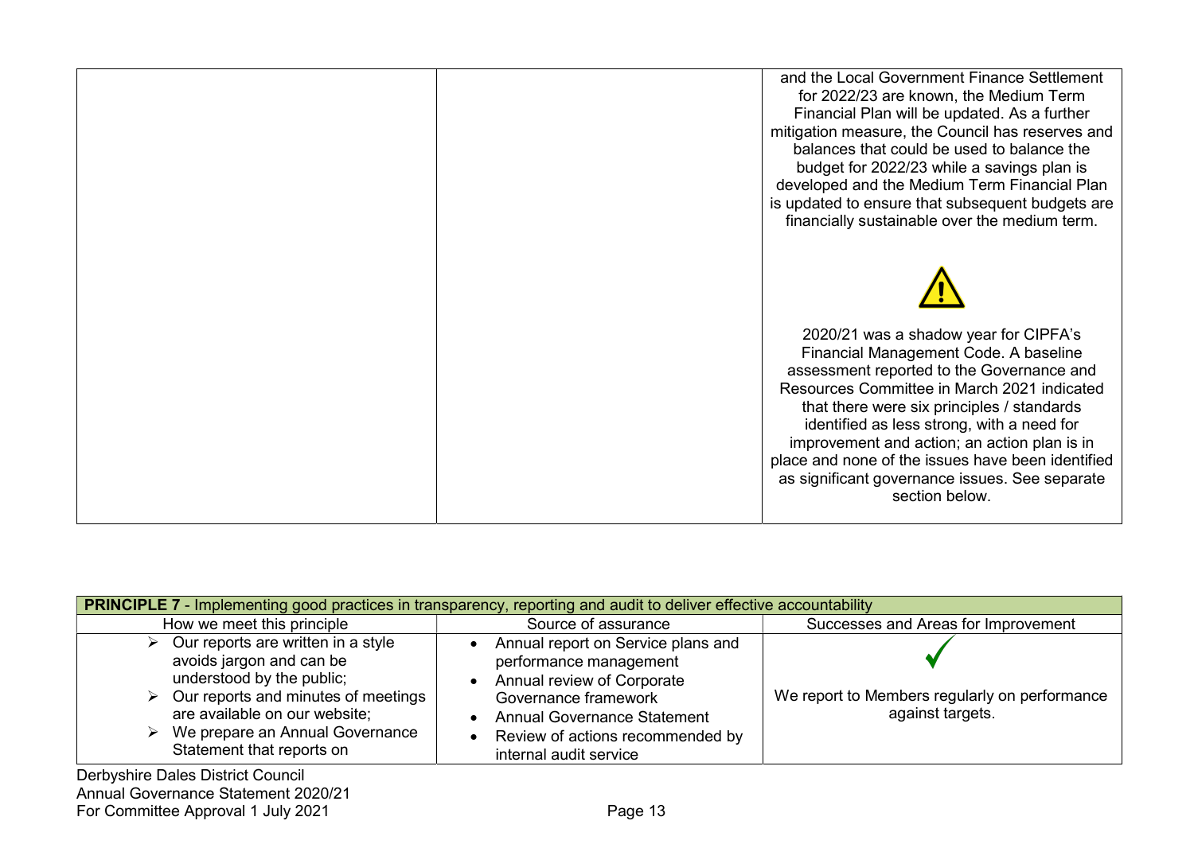| | | |
|---|---|---|
| | | and the Local Government Finance Settlement for 2022/23 are known, the Medium Term Financial Plan will be updated. As a further mitigation measure, the Council has reserves and balances that could be used to balance the budget for 2022/23 while a savings plan is developed and the Medium Term Financial Plan is updated to ensure that subsequent budgets are financially sustainable over the medium term.<br><br>⚠<br><br>2020/21 was a shadow year for CIPFA's Financial Management Code. A baseline assessment reported to the Governance and Resources Committee in March 2021 indicated that there were six principles / standards identified as less strong, with a need for improvement and action; an action plan is in place and none of the issues have been identified as significant governance issues. See separate section below. |

| **PRINCIPLE 7** - Implementing good practices in transparency, reporting and audit to deliver effective accountability | | |
|---|---|---|
| How we meet this principle | Source of assurance | Successes and Areas for Improvement |
| ➢ Our reports are written in a style avoids jargon and can be understood by the public;<br>➢ Our reports and minutes of meetings are available on our website;<br>➢ We prepare an Annual Governance Statement that reports on | • Annual report on Service plans and performance management<br>• Annual review of Corporate Governance framework<br>• Annual Governance Statement<br>• Review of actions recommended by internal audit service | ✓<br><br>We report to Members regularly on performance against targets. |

Derbyshire Dales District Council
Annual Governance Statement 2020/21
For Committee Approval 1 July 2021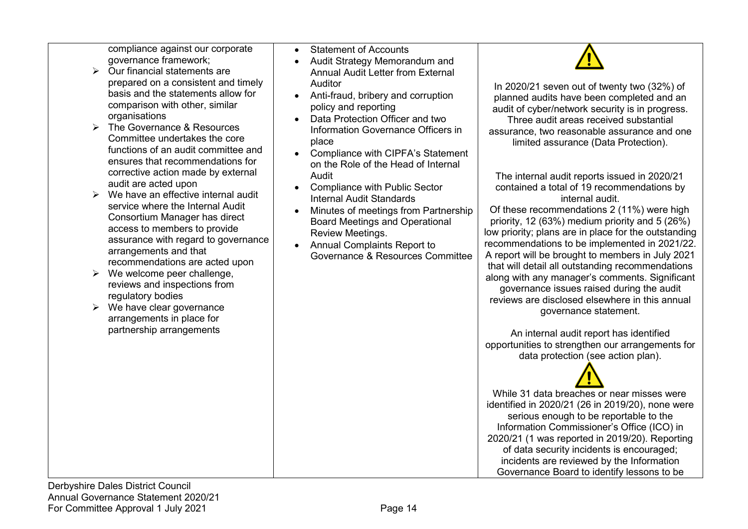| | | |
|---|---|---|
| compliance against our corporate governance framework;<br>➢ Our financial statements are prepared on a consistent and timely basis and the statements allow for comparison with other, similar organisations<br>➢ The Governance & Resources Committee undertakes the core functions of an audit committee and ensures that recommendations for corrective action made by external audit are acted upon<br>➢ We have an effective internal audit service where the Internal Audit Consortium Manager has direct access to members to provide assurance with regard to governance arrangements and that recommendations are acted upon<br>➢ We welcome peer challenge, reviews and inspections from regulatory bodies<br>➢ We have clear governance arrangements in place for partnership arrangements | • Statement of Accounts<br>• Audit Strategy Memorandum and Annual Audit Letter from External Auditor<br>• Anti-fraud, bribery and corruption policy and reporting<br>• Data Protection Officer and two Information Governance Officers in place<br>• Compliance with CIPFA's Statement on the Role of the Head of Internal Audit<br>• Compliance with Public Sector Internal Audit Standards<br>• Minutes of meetings from Partnership Board Meetings and Operational Review Meetings.<br>• Annual Complaints Report to Governance & Resources Committee | ⚠<br>In 2020/21 seven out of twenty two (32%) of planned audits have been completed and an audit of cyber/network security is in progress. Three audit areas received substantial assurance, two reasonable assurance and one limited assurance (Data Protection).<br><br>The internal audit reports issued in 2020/21 contained a total of 19 recommendations by internal audit.<br>Of these recommendations 2 (11%) were high priority, 12 (63%) medium priority and 5 (26%) low priority; plans are in place for the outstanding recommendations to be implemented in 2021/22. A report will be brought to members in July 2021 that will detail all outstanding recommendations along with any manager's comments. Significant governance issues raised during the audit reviews are disclosed elsewhere in this annual governance statement.<br><br>An internal audit report has identified opportunities to strengthen our arrangements for data protection (see action plan).<br><br>⚠<br>While 31 data breaches or near misses were identified in 2020/21 (26 in 2019/20), none were serious enough to be reportable to the Information Commissioner's Office (ICO) in 2020/21 (1 was reported in 2019/20). Reporting of data security incidents is encouraged; incidents are reviewed by the Information Governance Board to identify lessons to be |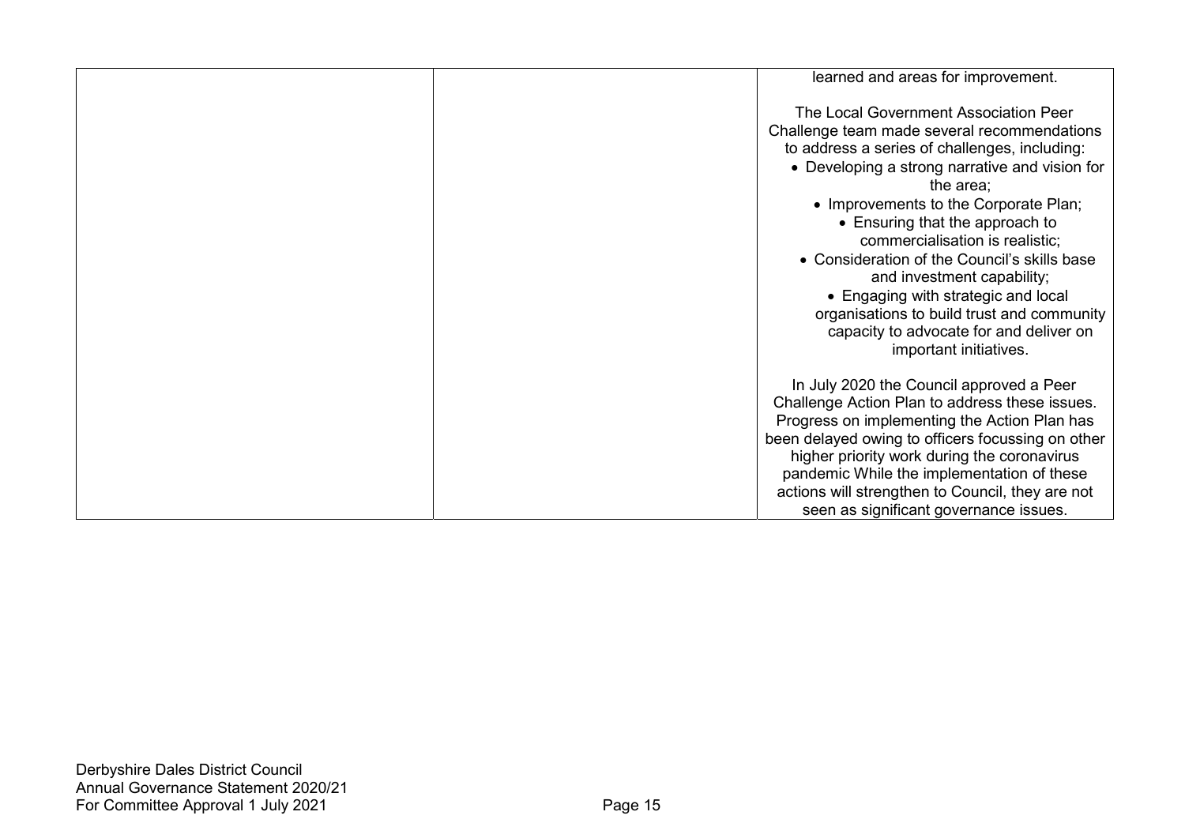| | | |
|---|---|---|
| | | learned and areas for improvement.<br><br>The Local Government Association Peer Challenge team made several recommendations to address a series of challenges, including:<br>• Developing a strong narrative and vision for the area;<br>• Improvements to the Corporate Plan;<br>• Ensuring that the approach to commercialisation is realistic;<br>• Consideration of the Council's skills base and investment capability;<br>• Engaging with strategic and local organisations to build trust and community capacity to advocate for and deliver on important initiatives.<br><br>In July 2020 the Council approved a Peer Challenge Action Plan to address these issues. Progress on implementing the Action Plan has been delayed owing to officers focussing on other higher priority work during the coronavirus pandemic While the implementation of these actions will strengthen to Council, they are not seen as significant governance issues. |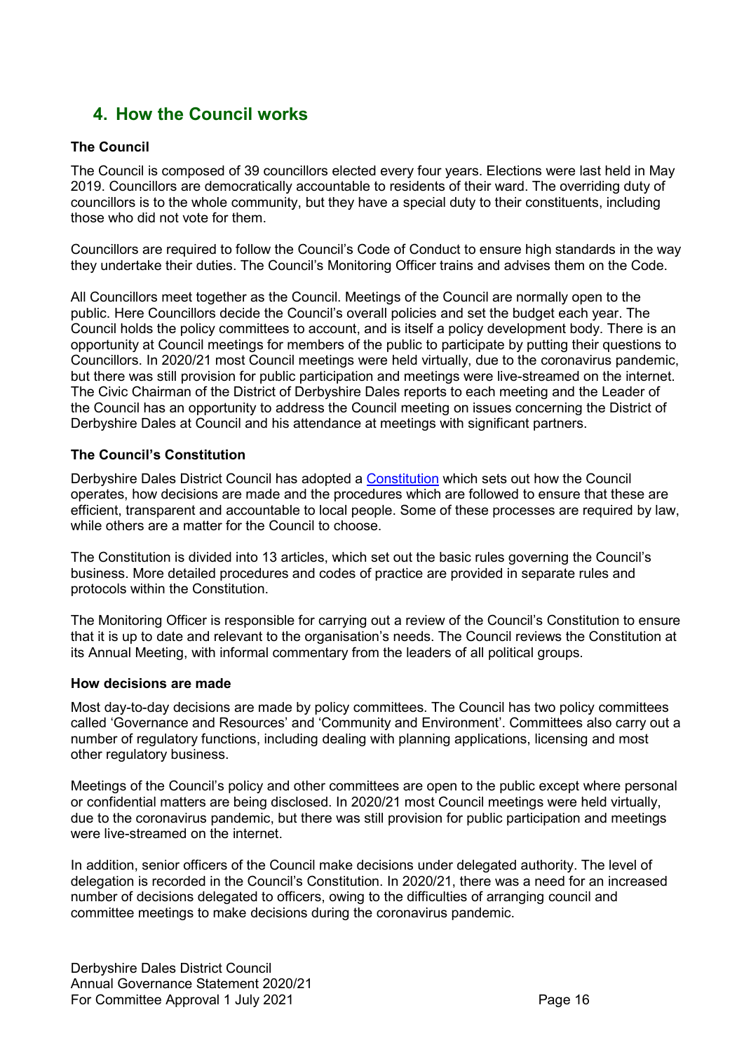## 4. How the Council works

### The Council

The Council is composed of 39 councillors elected every four years. Elections were last held in May 2019. Councillors are democratically accountable to residents of their ward. The overriding duty of councillors is to the whole community, but they have a special duty to their constituents, including those who did not vote for them.

Councillors are required to follow the Council's Code of Conduct to ensure high standards in the way they undertake their duties. The Council's Monitoring Officer trains and advises them on the Code.

All Councillors meet together as the Council. Meetings of the Council are normally open to the public. Here Councillors decide the Council's overall policies and set the budget each year. The Council holds the policy committees to account, and is itself a policy development body. There is an opportunity at Council meetings for members of the public to participate by putting their questions to Councillors. In 2020/21 most Council meetings were held virtually, due to the coronavirus pandemic, but there was still provision for public participation and meetings were live-streamed on the internet. The Civic Chairman of the District of Derbyshire Dales reports to each meeting and the Leader of the Council has an opportunity to address the Council meeting on issues concerning the District of Derbyshire Dales at Council and his attendance at meetings with significant partners.

### The Council's Constitution

Derbyshire Dales District Council has adopted a Constitution which sets out how the Council operates, how decisions are made and the procedures which are followed to ensure that these are efficient, transparent and accountable to local people. Some of these processes are required by law, while others are a matter for the Council to choose.

The Constitution is divided into 13 articles, which set out the basic rules governing the Council's business. More detailed procedures and codes of practice are provided in separate rules and protocols within the Constitution.

The Monitoring Officer is responsible for carrying out a review of the Council's Constitution to ensure that it is up to date and relevant to the organisation's needs. The Council reviews the Constitution at its Annual Meeting, with informal commentary from the leaders of all political groups.

### How decisions are made

Most day-to-day decisions are made by policy committees. The Council has two policy committees called 'Governance and Resources' and 'Community and Environment'. Committees also carry out a number of regulatory functions, including dealing with planning applications, licensing and most other regulatory business.

Meetings of the Council's policy and other committees are open to the public except where personal or confidential matters are being disclosed. In 2020/21 most Council meetings were held virtually, due to the coronavirus pandemic, but there was still provision for public participation and meetings were live-streamed on the internet.

In addition, senior officers of the Council make decisions under delegated authority. The level of delegation is recorded in the Council's Constitution. In 2020/21, there was a need for an increased number of decisions delegated to officers, owing to the difficulties of arranging council and committee meetings to make decisions during the coronavirus pandemic.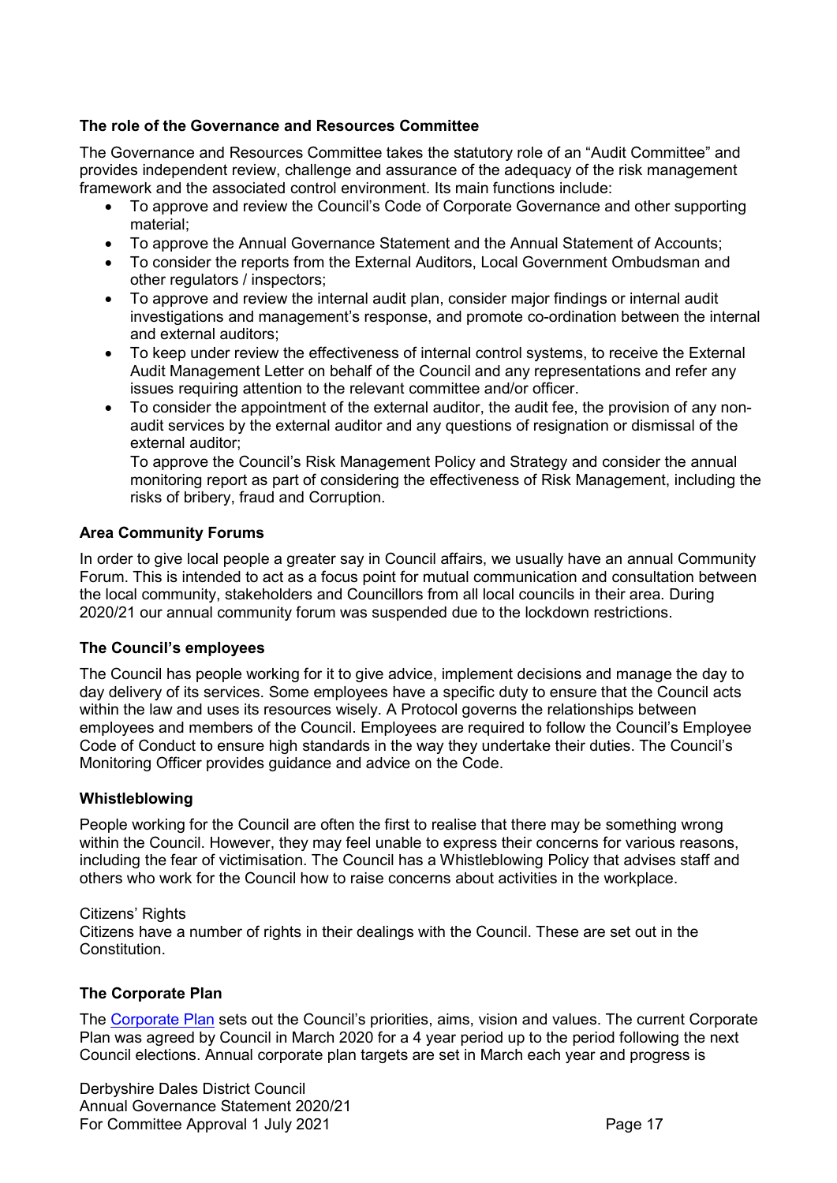### The role of the Governance and Resources Committee

The Governance and Resources Committee takes the statutory role of an "Audit Committee" and provides independent review, challenge and assurance of the adequacy of the risk management framework and the associated control environment. Its main functions include:

- To approve and review the Council's Code of Corporate Governance and other supporting material;
- To approve the Annual Governance Statement and the Annual Statement of Accounts;
- To consider the reports from the External Auditors, Local Government Ombudsman and other regulators / inspectors;
- To approve and review the internal audit plan, consider major findings or internal audit investigations and management's response, and promote co-ordination between the internal and external auditors;
- To keep under review the effectiveness of internal control systems, to receive the External Audit Management Letter on behalf of the Council and any representations and refer any issues requiring attention to the relevant committee and/or officer.
- To consider the appointment of the external auditor, the audit fee, the provision of any non-audit services by the external auditor and any questions of resignation or dismissal of the external auditor;
  To approve the Council's Risk Management Policy and Strategy and consider the annual monitoring report as part of considering the effectiveness of Risk Management, including the risks of bribery, fraud and Corruption.

### Area Community Forums

In order to give local people a greater say in Council affairs, we usually have an annual Community Forum. This is intended to act as a focus point for mutual communication and consultation between the local community, stakeholders and Councillors from all local councils in their area. During 2020/21 our annual community forum was suspended due to the lockdown restrictions.

### The Council's employees

The Council has people working for it to give advice, implement decisions and manage the day to day delivery of its services. Some employees have a specific duty to ensure that the Council acts within the law and uses its resources wisely. A Protocol governs the relationships between employees and members of the Council. Employees are required to follow the Council's Employee Code of Conduct to ensure high standards in the way they undertake their duties. The Council's Monitoring Officer provides guidance and advice on the Code.

### Whistleblowing

People working for the Council are often the first to realise that there may be something wrong within the Council. However, they may feel unable to express their concerns for various reasons, including the fear of victimisation. The Council has a Whistleblowing Policy that advises staff and others who work for the Council how to raise concerns about activities in the workplace.

Citizens' Rights
Citizens have a number of rights in their dealings with the Council. These are set out in the Constitution.

### The Corporate Plan

The Corporate Plan sets out the Council's priorities, aims, vision and values. The current Corporate Plan was agreed by Council in March 2020 for a 4 year period up to the period following the next Council elections. Annual corporate plan targets are set in March each year and progress is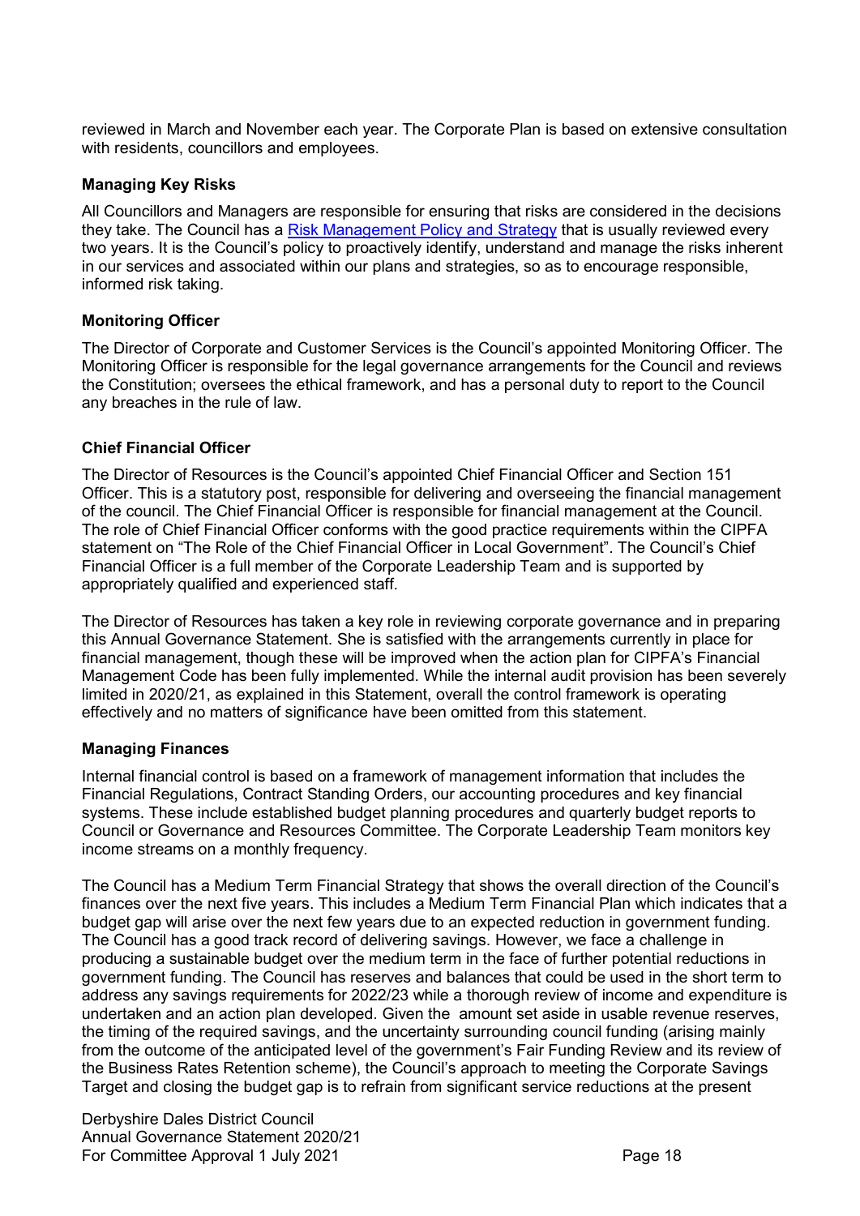reviewed in March and November each year. The Corporate Plan is based on extensive consultation with residents, councillors and employees.

### Managing Key Risks

All Councillors and Managers are responsible for ensuring that risks are considered in the decisions they take. The Council has a [Risk Management Policy and Strategy](#) that is usually reviewed every two years. It is the Council's policy to proactively identify, understand and manage the risks inherent in our services and associated within our plans and strategies, so as to encourage responsible, informed risk taking.

### Monitoring Officer

The Director of Corporate and Customer Services is the Council's appointed Monitoring Officer. The Monitoring Officer is responsible for the legal governance arrangements for the Council and reviews the Constitution; oversees the ethical framework, and has a personal duty to report to the Council any breaches in the rule of law.

### Chief Financial Officer

The Director of Resources is the Council's appointed Chief Financial Officer and Section 151 Officer. This is a statutory post, responsible for delivering and overseeing the financial management of the council. The Chief Financial Officer is responsible for financial management at the Council. The role of Chief Financial Officer conforms with the good practice requirements within the CIPFA statement on "The Role of the Chief Financial Officer in Local Government". The Council's Chief Financial Officer is a full member of the Corporate Leadership Team and is supported by appropriately qualified and experienced staff.

The Director of Resources has taken a key role in reviewing corporate governance and in preparing this Annual Governance Statement. She is satisfied with the arrangements currently in place for financial management, though these will be improved when the action plan for CIPFA's Financial Management Code has been fully implemented. While the internal audit provision has been severely limited in 2020/21, as explained in this Statement, overall the control framework is operating effectively and no matters of significance have been omitted from this statement.

### Managing Finances

Internal financial control is based on a framework of management information that includes the Financial Regulations, Contract Standing Orders, our accounting procedures and key financial systems. These include established budget planning procedures and quarterly budget reports to Council or Governance and Resources Committee. The Corporate Leadership Team monitors key income streams on a monthly frequency.

The Council has a Medium Term Financial Strategy that shows the overall direction of the Council's finances over the next five years. This includes a Medium Term Financial Plan which indicates that a budget gap will arise over the next few years due to an expected reduction in government funding. The Council has a good track record of delivering savings. However, we face a challenge in producing a sustainable budget over the medium term in the face of further potential reductions in government funding. The Council has reserves and balances that could be used in the short term to address any savings requirements for 2022/23 while a thorough review of income and expenditure is undertaken and an action plan developed. Given the amount set aside in usable revenue reserves, the timing of the required savings, and the uncertainty surrounding council funding (arising mainly from the outcome of the anticipated level of the government's Fair Funding Review and its review of the Business Rates Retention scheme), the Council's approach to meeting the Corporate Savings Target and closing the budget gap is to refrain from significant service reductions at the present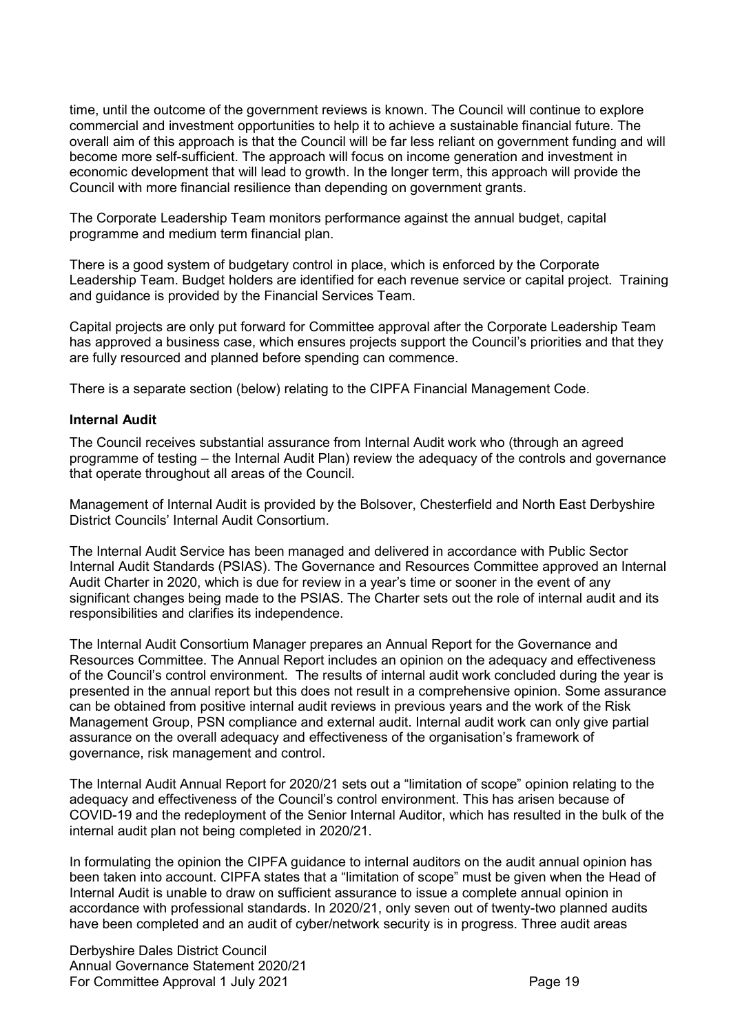time, until the outcome of the government reviews is known. The Council will continue to explore commercial and investment opportunities to help it to achieve a sustainable financial future. The overall aim of this approach is that the Council will be far less reliant on government funding and will become more self-sufficient. The approach will focus on income generation and investment in economic development that will lead to growth. In the longer term, this approach will provide the Council with more financial resilience than depending on government grants.

The Corporate Leadership Team monitors performance against the annual budget, capital programme and medium term financial plan.

There is a good system of budgetary control in place, which is enforced by the Corporate Leadership Team. Budget holders are identified for each revenue service or capital project. Training and guidance is provided by the Financial Services Team.

Capital projects are only put forward for Committee approval after the Corporate Leadership Team has approved a business case, which ensures projects support the Council's priorities and that they are fully resourced and planned before spending can commence.

There is a separate section (below) relating to the CIPFA Financial Management Code.

**Internal Audit**

The Council receives substantial assurance from Internal Audit work who (through an agreed programme of testing – the Internal Audit Plan) review the adequacy of the controls and governance that operate throughout all areas of the Council.

Management of Internal Audit is provided by the Bolsover, Chesterfield and North East Derbyshire District Councils' Internal Audit Consortium.

The Internal Audit Service has been managed and delivered in accordance with Public Sector Internal Audit Standards (PSIAS). The Governance and Resources Committee approved an Internal Audit Charter in 2020, which is due for review in a year's time or sooner in the event of any significant changes being made to the PSIAS. The Charter sets out the role of internal audit and its responsibilities and clarifies its independence.

The Internal Audit Consortium Manager prepares an Annual Report for the Governance and Resources Committee. The Annual Report includes an opinion on the adequacy and effectiveness of the Council's control environment. The results of internal audit work concluded during the year is presented in the annual report but this does not result in a comprehensive opinion. Some assurance can be obtained from positive internal audit reviews in previous years and the work of the Risk Management Group, PSN compliance and external audit. Internal audit work can only give partial assurance on the overall adequacy and effectiveness of the organisation's framework of governance, risk management and control.

The Internal Audit Annual Report for 2020/21 sets out a "limitation of scope" opinion relating to the adequacy and effectiveness of the Council's control environment. This has arisen because of COVID-19 and the redeployment of the Senior Internal Auditor, which has resulted in the bulk of the internal audit plan not being completed in 2020/21.

In formulating the opinion the CIPFA guidance to internal auditors on the audit annual opinion has been taken into account. CIPFA states that a "limitation of scope" must be given when the Head of Internal Audit is unable to draw on sufficient assurance to issue a complete annual opinion in accordance with professional standards. In 2020/21, only seven out of twenty-two planned audits have been completed and an audit of cyber/network security is in progress. Three audit areas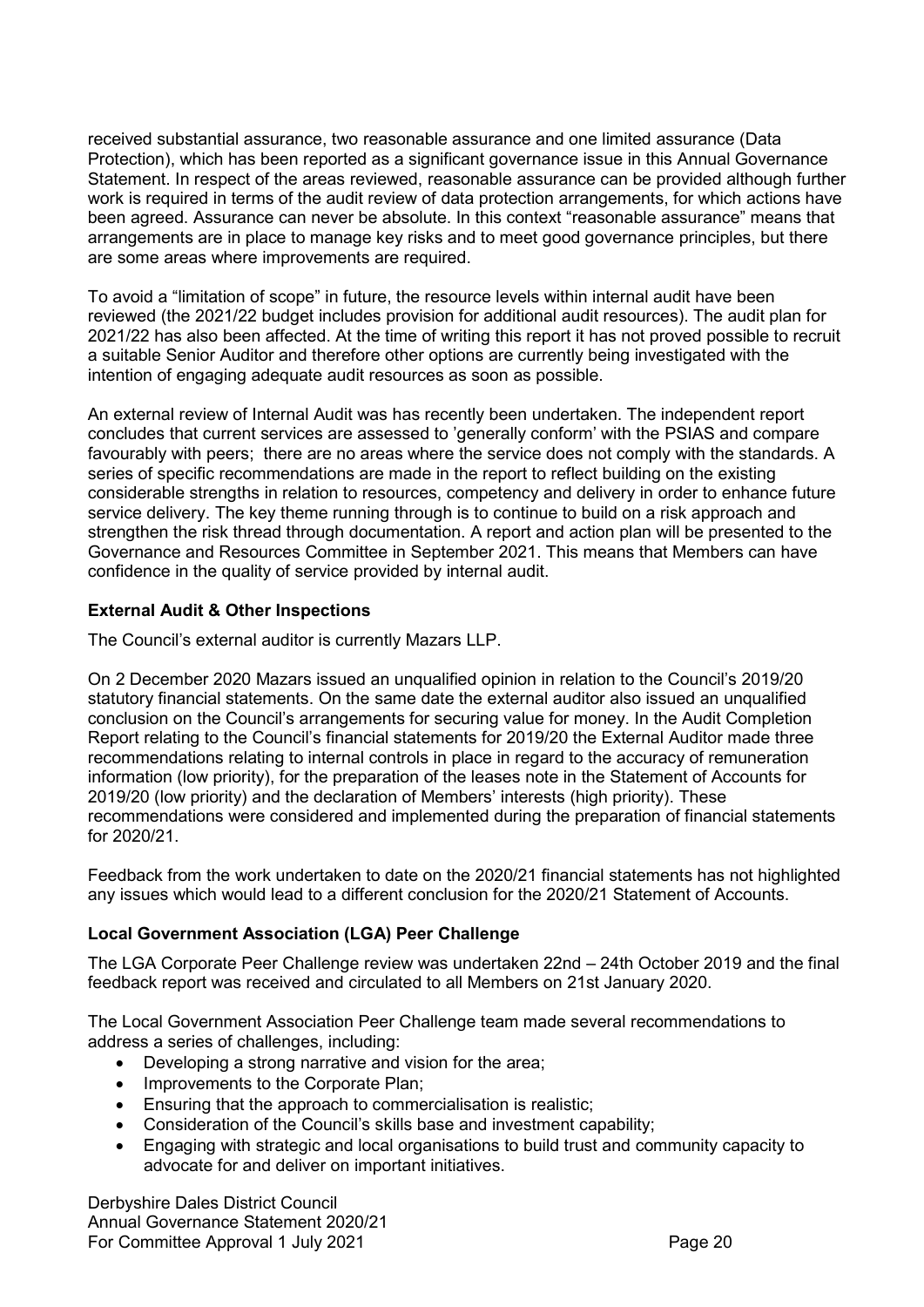received substantial assurance, two reasonable assurance and one limited assurance (Data Protection), which has been reported as a significant governance issue in this Annual Governance Statement. In respect of the areas reviewed, reasonable assurance can be provided although further work is required in terms of the audit review of data protection arrangements, for which actions have been agreed. Assurance can never be absolute. In this context "reasonable assurance" means that arrangements are in place to manage key risks and to meet good governance principles, but there are some areas where improvements are required.

To avoid a "limitation of scope" in future, the resource levels within internal audit have been reviewed (the 2021/22 budget includes provision for additional audit resources). The audit plan for 2021/22 has also been affected. At the time of writing this report it has not proved possible to recruit a suitable Senior Auditor and therefore other options are currently being investigated with the intention of engaging adequate audit resources as soon as possible.

An external review of Internal Audit was has recently been undertaken. The independent report concludes that current services are assessed to 'generally conform' with the PSIAS and compare favourably with peers; there are no areas where the service does not comply with the standards. A series of specific recommendations are made in the report to reflect building on the existing considerable strengths in relation to resources, competency and delivery in order to enhance future service delivery. The key theme running through is to continue to build on a risk approach and strengthen the risk thread through documentation. A report and action plan will be presented to the Governance and Resources Committee in September 2021. This means that Members can have confidence in the quality of service provided by internal audit.

**External Audit & Other Inspections**

The Council's external auditor is currently Mazars LLP.

On 2 December 2020 Mazars issued an unqualified opinion in relation to the Council's 2019/20 statutory financial statements. On the same date the external auditor also issued an unqualified conclusion on the Council's arrangements for securing value for money. In the Audit Completion Report relating to the Council's financial statements for 2019/20 the External Auditor made three recommendations relating to internal controls in place in regard to the accuracy of remuneration information (low priority), for the preparation of the leases note in the Statement of Accounts for 2019/20 (low priority) and the declaration of Members' interests (high priority). These recommendations were considered and implemented during the preparation of financial statements for 2020/21.

Feedback from the work undertaken to date on the 2020/21 financial statements has not highlighted any issues which would lead to a different conclusion for the 2020/21 Statement of Accounts.

**Local Government Association (LGA) Peer Challenge**

The LGA Corporate Peer Challenge review was undertaken 22nd – 24th October 2019 and the final feedback report was received and circulated to all Members on 21st January 2020.

The Local Government Association Peer Challenge team made several recommendations to address a series of challenges, including:

- Developing a strong narrative and vision for the area;
- Improvements to the Corporate Plan;
- Ensuring that the approach to commercialisation is realistic;
- Consideration of the Council's skills base and investment capability;
- Engaging with strategic and local organisations to build trust and community capacity to advocate for and deliver on important initiatives.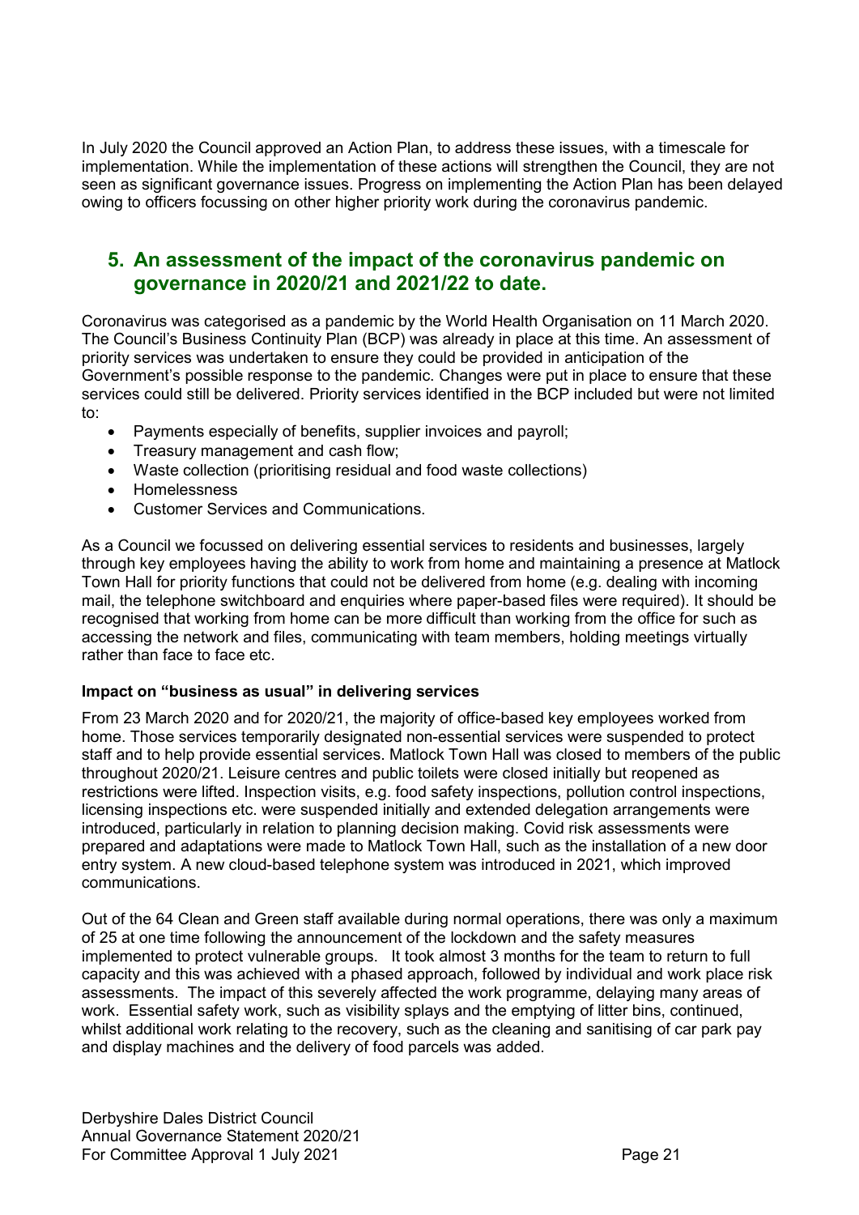In July 2020 the Council approved an Action Plan, to address these issues, with a timescale for implementation. While the implementation of these actions will strengthen the Council, they are not seen as significant governance issues. Progress on implementing the Action Plan has been delayed owing to officers focussing on other higher priority work during the coronavirus pandemic.

## 5. An assessment of the impact of the coronavirus pandemic on governance in 2020/21 and 2021/22 to date.

Coronavirus was categorised as a pandemic by the World Health Organisation on 11 March 2020. The Council's Business Continuity Plan (BCP) was already in place at this time. An assessment of priority services was undertaken to ensure they could be provided in anticipation of the Government's possible response to the pandemic. Changes were put in place to ensure that these services could still be delivered. Priority services identified in the BCP included but were not limited to:

- Payments especially of benefits, supplier invoices and payroll;
- Treasury management and cash flow;
- Waste collection (prioritising residual and food waste collections)
- Homelessness
- Customer Services and Communications.

As a Council we focussed on delivering essential services to residents and businesses, largely through key employees having the ability to work from home and maintaining a presence at Matlock Town Hall for priority functions that could not be delivered from home (e.g. dealing with incoming mail, the telephone switchboard and enquiries where paper-based files were required). It should be recognised that working from home can be more difficult than working from the office for such as accessing the network and files, communicating with team members, holding meetings virtually rather than face to face etc.

**Impact on "business as usual" in delivering services**

From 23 March 2020 and for 2020/21, the majority of office-based key employees worked from home. Those services temporarily designated non-essential services were suspended to protect staff and to help provide essential services. Matlock Town Hall was closed to members of the public throughout 2020/21. Leisure centres and public toilets were closed initially but reopened as restrictions were lifted. Inspection visits, e.g. food safety inspections, pollution control inspections, licensing inspections etc. were suspended initially and extended delegation arrangements were introduced, particularly in relation to planning decision making. Covid risk assessments were prepared and adaptations were made to Matlock Town Hall, such as the installation of a new door entry system. A new cloud-based telephone system was introduced in 2021, which improved communications.

Out of the 64 Clean and Green staff available during normal operations, there was only a maximum of 25 at one time following the announcement of the lockdown and the safety measures implemented to protect vulnerable groups. It took almost 3 months for the team to return to full capacity and this was achieved with a phased approach, followed by individual and work place risk assessments. The impact of this severely affected the work programme, delaying many areas of work. Essential safety work, such as visibility splays and the emptying of litter bins, continued, whilst additional work relating to the recovery, such as the cleaning and sanitising of car park pay and display machines and the delivery of food parcels was added.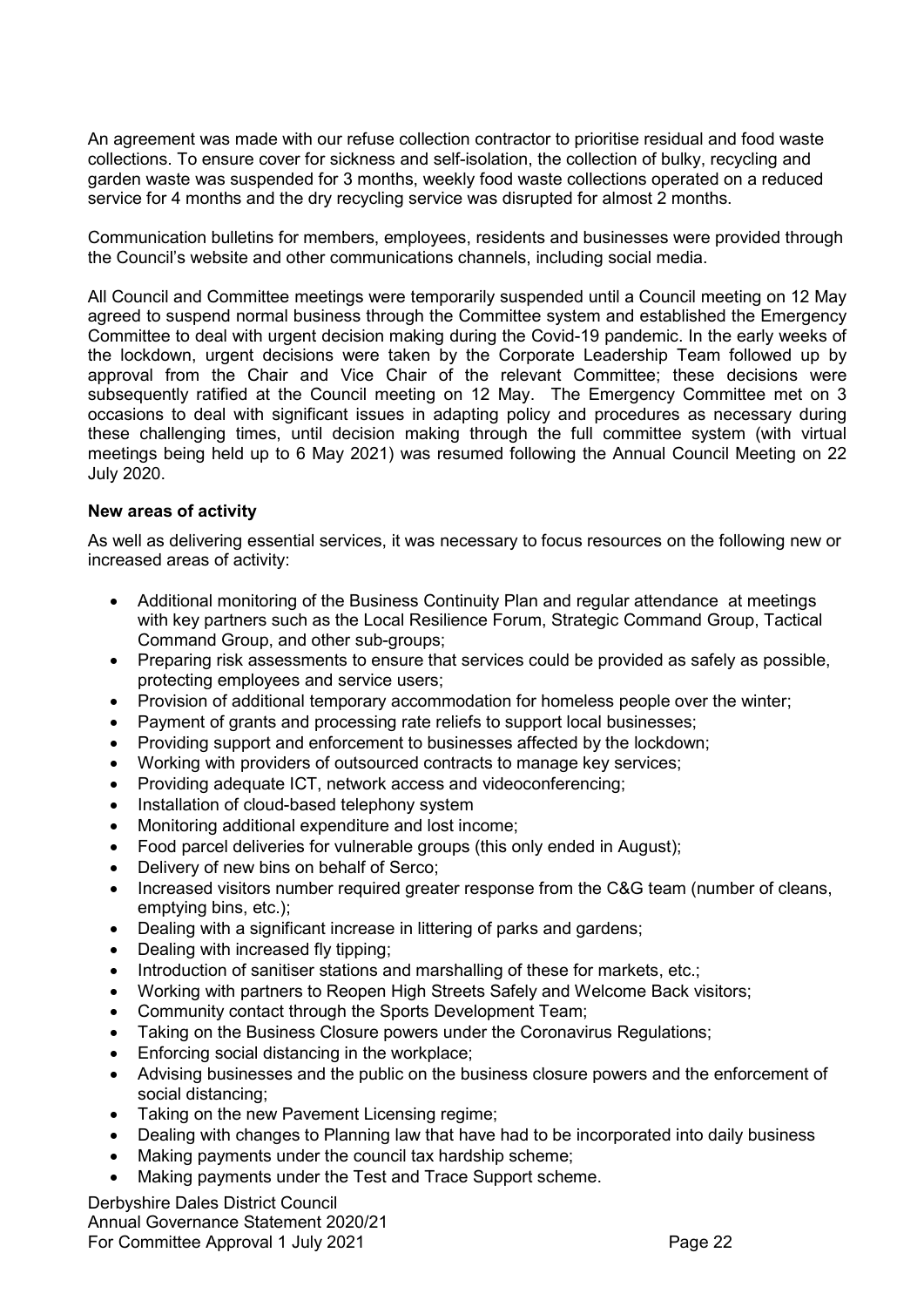An agreement was made with our refuse collection contractor to prioritise residual and food waste collections. To ensure cover for sickness and self-isolation, the collection of bulky, recycling and garden waste was suspended for 3 months, weekly food waste collections operated on a reduced service for 4 months and the dry recycling service was disrupted for almost 2 months.

Communication bulletins for members, employees, residents and businesses were provided through the Council's website and other communications channels, including social media.

All Council and Committee meetings were temporarily suspended until a Council meeting on 12 May agreed to suspend normal business through the Committee system and established the Emergency Committee to deal with urgent decision making during the Covid-19 pandemic. In the early weeks of the lockdown, urgent decisions were taken by the Corporate Leadership Team followed up by approval from the Chair and Vice Chair of the relevant Committee; these decisions were subsequently ratified at the Council meeting on 12 May. The Emergency Committee met on 3 occasions to deal with significant issues in adapting policy and procedures as necessary during these challenging times, until decision making through the full committee system (with virtual meetings being held up to 6 May 2021) was resumed following the Annual Council Meeting on 22 July 2020.

**New areas of activity**

As well as delivering essential services, it was necessary to focus resources on the following new or increased areas of activity:

- Additional monitoring of the Business Continuity Plan and regular attendance at meetings with key partners such as the Local Resilience Forum, Strategic Command Group, Tactical Command Group, and other sub-groups;
- Preparing risk assessments to ensure that services could be provided as safely as possible, protecting employees and service users;
- Provision of additional temporary accommodation for homeless people over the winter;
- Payment of grants and processing rate reliefs to support local businesses;
- Providing support and enforcement to businesses affected by the lockdown;
- Working with providers of outsourced contracts to manage key services;
- Providing adequate ICT, network access and videoconferencing;
- Installation of cloud-based telephony system
- Monitoring additional expenditure and lost income;
- Food parcel deliveries for vulnerable groups (this only ended in August);
- Delivery of new bins on behalf of Serco;
- Increased visitors number required greater response from the C&G team (number of cleans, emptying bins, etc.);
- Dealing with a significant increase in littering of parks and gardens;
- Dealing with increased fly tipping;
- Introduction of sanitiser stations and marshalling of these for markets, etc.;
- Working with partners to Reopen High Streets Safely and Welcome Back visitors;
- Community contact through the Sports Development Team;
- Taking on the Business Closure powers under the Coronavirus Regulations;
- Enforcing social distancing in the workplace;
- Advising businesses and the public on the business closure powers and the enforcement of social distancing;
- Taking on the new Pavement Licensing regime;
- Dealing with changes to Planning law that have had to be incorporated into daily business
- Making payments under the council tax hardship scheme;
- Making payments under the Test and Trace Support scheme.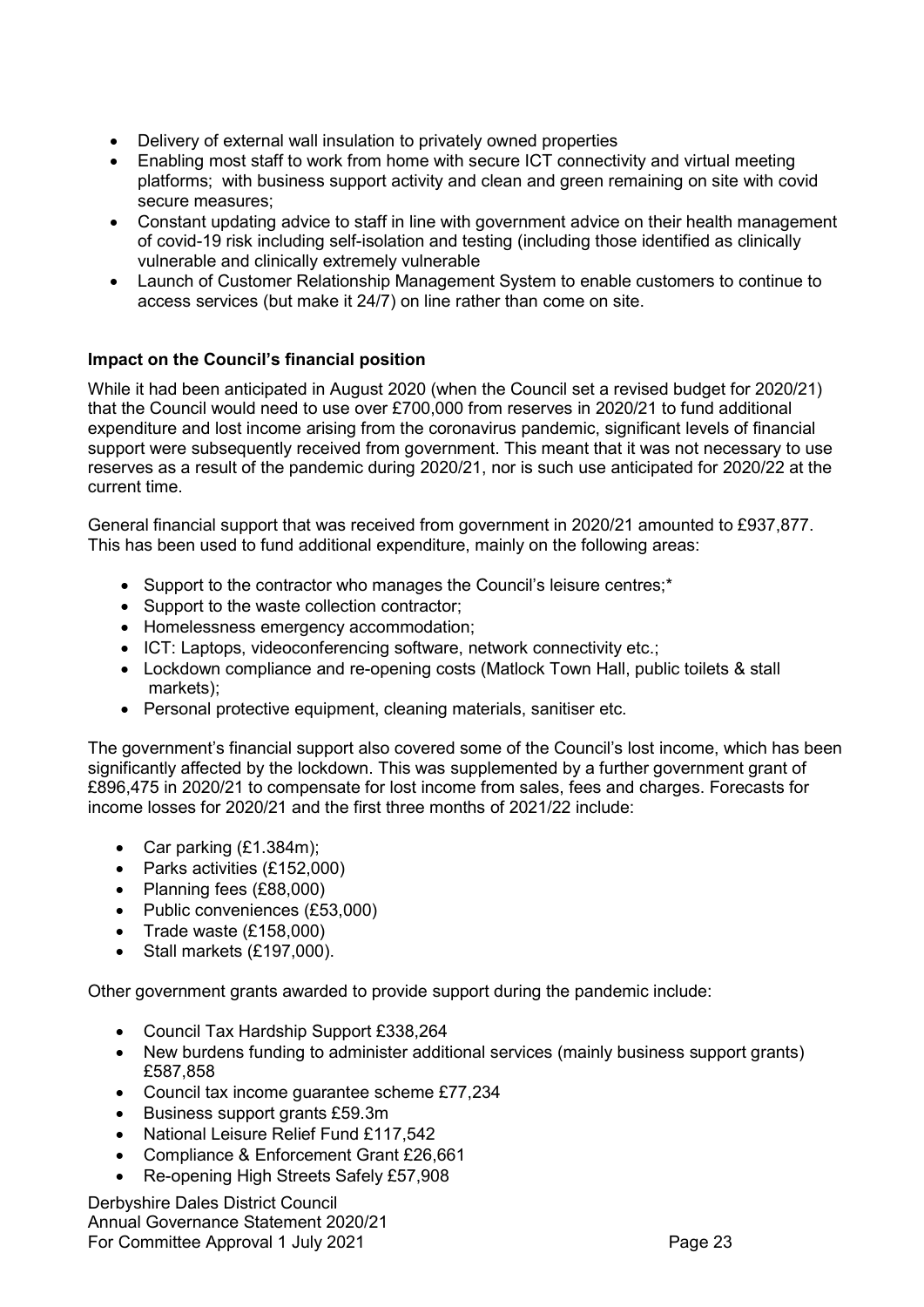- Delivery of external wall insulation to privately owned properties
- Enabling most staff to work from home with secure ICT connectivity and virtual meeting platforms;  with business support activity and clean and green remaining on site with covid secure measures;
- Constant updating advice to staff in line with government advice on their health management of covid-19 risk including self-isolation and testing (including those identified as clinically vulnerable and clinically extremely vulnerable
- Launch of Customer Relationship Management System to enable customers to continue to access services (but make it 24/7) on line rather than come on site.

**Impact on the Council's financial position**

While it had been anticipated in August 2020 (when the Council set a revised budget for 2020/21) that the Council would need to use over £700,000 from reserves in 2020/21 to fund additional expenditure and lost income arising from the coronavirus pandemic, significant levels of financial support were subsequently received from government. This meant that it was not necessary to use reserves as a result of the pandemic during 2020/21, nor is such use anticipated for 2020/22 at the current time.

General financial support that was received from government in 2020/21 amounted to £937,877. This has been used to fund additional expenditure, mainly on the following areas:

- Support to the contractor who manages the Council's leisure centres;*
- Support to the waste collection contractor;
- Homelessness emergency accommodation;
- ICT: Laptops, videoconferencing software, network connectivity etc.;
- Lockdown compliance and re-opening costs (Matlock Town Hall, public toilets & stall markets);
- Personal protective equipment, cleaning materials, sanitiser etc.

The government's financial support also covered some of the Council's lost income, which has been significantly affected by the lockdown. This was supplemented by a further government grant of £896,475 in 2020/21 to compensate for lost income from sales, fees and charges. Forecasts for income losses for 2020/21 and the first three months of 2021/22 include:

- Car parking (£1.384m);
- Parks activities (£152,000)
- Planning fees (£88,000)
- Public conveniences (£53,000)
- Trade waste (£158,000)
- Stall markets (£197,000).

Other government grants awarded to provide support during the pandemic include:

- Council Tax Hardship Support £338,264
- New burdens funding to administer additional services (mainly business support grants) £587,858
- Council tax income guarantee scheme £77,234
- Business support grants £59.3m
- National Leisure Relief Fund £117,542
- Compliance & Enforcement Grant £26,661
- Re-opening High Streets Safely £57,908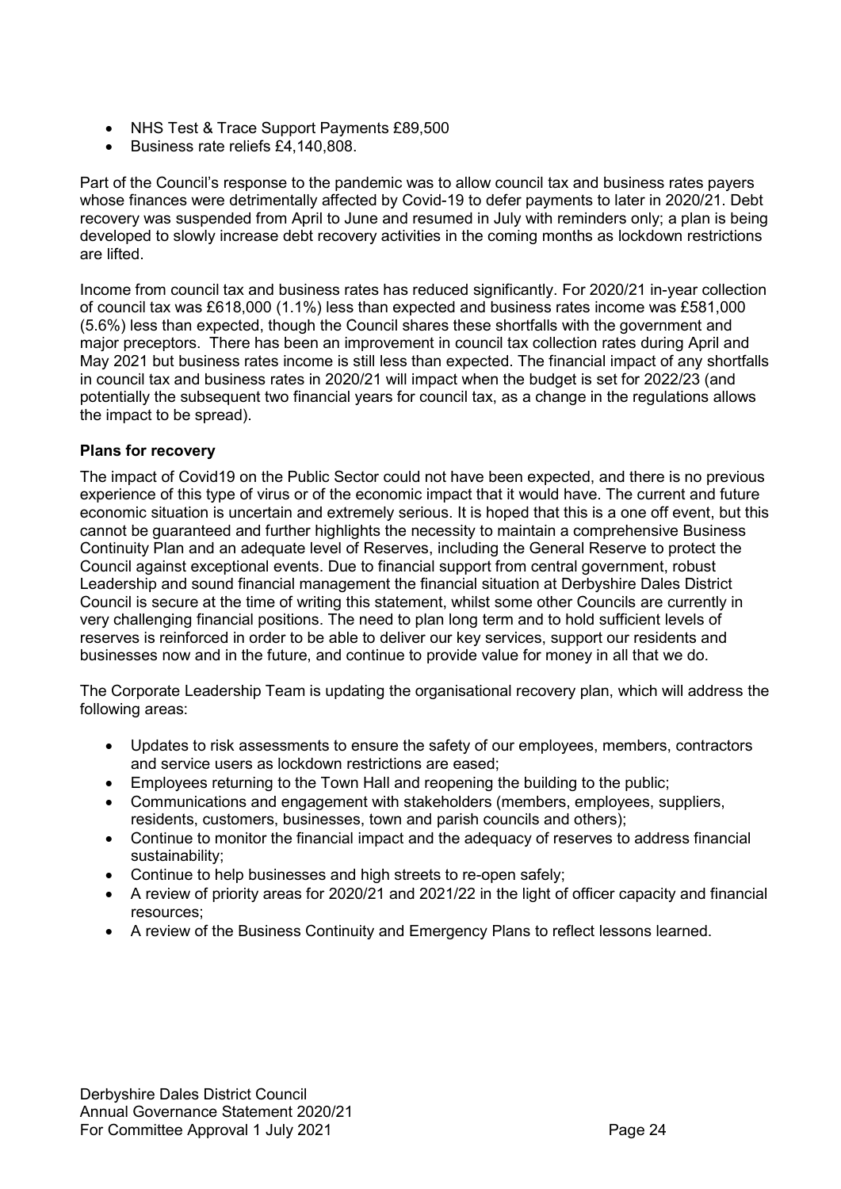- NHS Test & Trace Support Payments £89,500
- Business rate reliefs £4,140,808.

Part of the Council's response to the pandemic was to allow council tax and business rates payers whose finances were detrimentally affected by Covid-19 to defer payments to later in 2020/21. Debt recovery was suspended from April to June and resumed in July with reminders only; a plan is being developed to slowly increase debt recovery activities in the coming months as lockdown restrictions are lifted.

Income from council tax and business rates has reduced significantly. For 2020/21 in-year collection of council tax was £618,000 (1.1%) less than expected and business rates income was £581,000 (5.6%) less than expected, though the Council shares these shortfalls with the government and major preceptors. There has been an improvement in council tax collection rates during April and May 2021 but business rates income is still less than expected. The financial impact of any shortfalls in council tax and business rates in 2020/21 will impact when the budget is set for 2022/23 (and potentially the subsequent two financial years for council tax, as a change in the regulations allows the impact to be spread).

**Plans for recovery**

The impact of Covid19 on the Public Sector could not have been expected, and there is no previous experience of this type of virus or of the economic impact that it would have. The current and future economic situation is uncertain and extremely serious. It is hoped that this is a one off event, but this cannot be guaranteed and further highlights the necessity to maintain a comprehensive Business Continuity Plan and an adequate level of Reserves, including the General Reserve to protect the Council against exceptional events. Due to financial support from central government, robust Leadership and sound financial management the financial situation at Derbyshire Dales District Council is secure at the time of writing this statement, whilst some other Councils are currently in very challenging financial positions. The need to plan long term and to hold sufficient levels of reserves is reinforced in order to be able to deliver our key services, support our residents and businesses now and in the future, and continue to provide value for money in all that we do.

The Corporate Leadership Team is updating the organisational recovery plan, which will address the following areas:

- Updates to risk assessments to ensure the safety of our employees, members, contractors and service users as lockdown restrictions are eased;
- Employees returning to the Town Hall and reopening the building to the public;
- Communications and engagement with stakeholders (members, employees, suppliers, residents, customers, businesses, town and parish councils and others);
- Continue to monitor the financial impact and the adequacy of reserves to address financial sustainability;
- Continue to help businesses and high streets to re-open safely;
- A review of priority areas for 2020/21 and 2021/22 in the light of officer capacity and financial resources;
- A review of the Business Continuity and Emergency Plans to reflect lessons learned.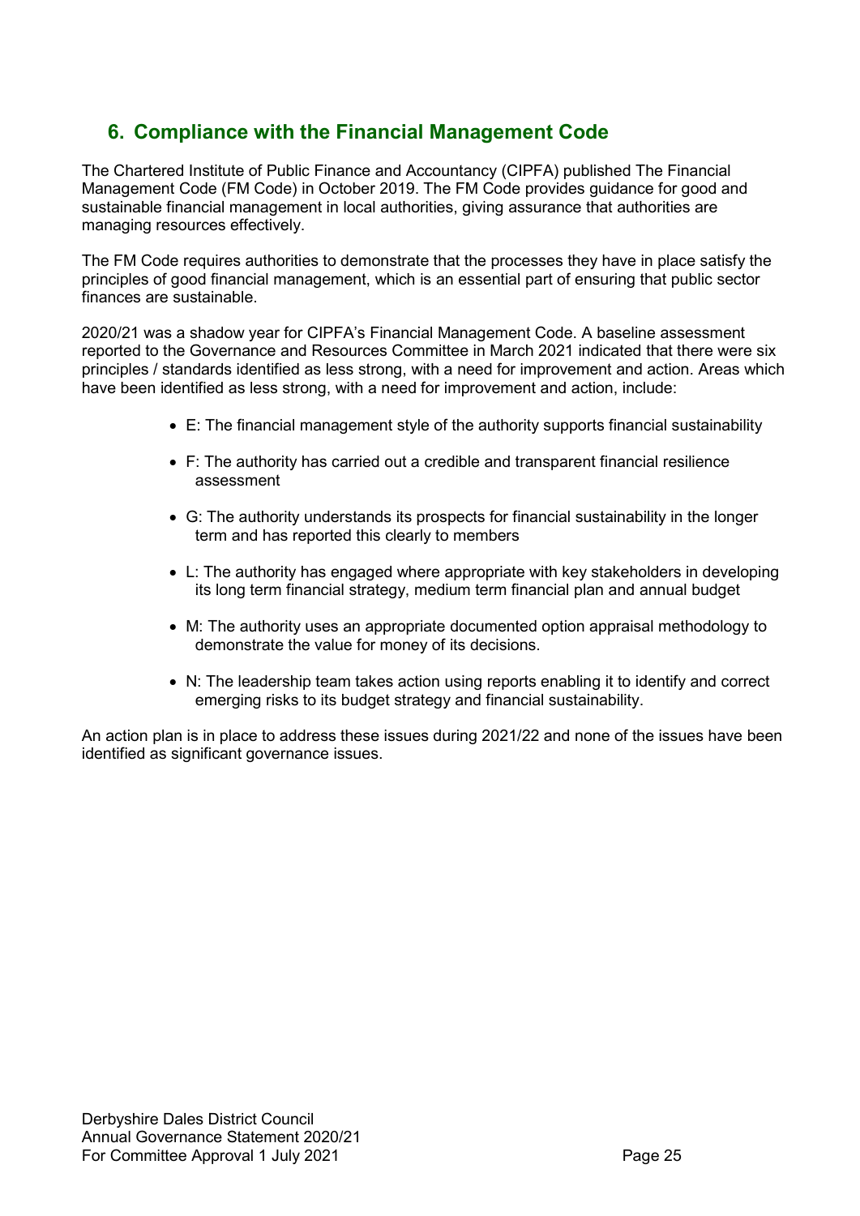## 6. Compliance with the Financial Management Code

The Chartered Institute of Public Finance and Accountancy (CIPFA) published The Financial Management Code (FM Code) in October 2019. The FM Code provides guidance for good and sustainable financial management in local authorities, giving assurance that authorities are managing resources effectively.

The FM Code requires authorities to demonstrate that the processes they have in place satisfy the principles of good financial management, which is an essential part of ensuring that public sector finances are sustainable.

2020/21 was a shadow year for CIPFA's Financial Management Code. A baseline assessment reported to the Governance and Resources Committee in March 2021 indicated that there were six principles / standards identified as less strong, with a need for improvement and action. Areas which have been identified as less strong, with a need for improvement and action, include:

- E: The financial management style of the authority supports financial sustainability
- F: The authority has carried out a credible and transparent financial resilience assessment
- G: The authority understands its prospects for financial sustainability in the longer term and has reported this clearly to members
- L: The authority has engaged where appropriate with key stakeholders in developing its long term financial strategy, medium term financial plan and annual budget
- M: The authority uses an appropriate documented option appraisal methodology to demonstrate the value for money of its decisions.
- N: The leadership team takes action using reports enabling it to identify and correct emerging risks to its budget strategy and financial sustainability.

An action plan is in place to address these issues during 2021/22 and none of the issues have been identified as significant governance issues.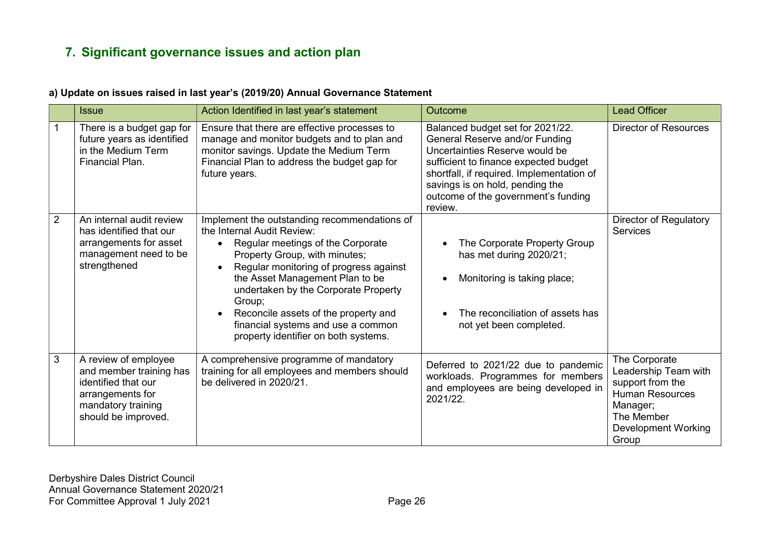## 7. Significant governance issues and action plan

### a) Update on issues raised in last year's (2019/20) Annual Governance Statement

| | Issue | Action Identified in last year's statement | Outcome | Lead Officer |
|---|---|---|---|---|
| 1 | There is a budget gap for future years as identified in the Medium Term Financial Plan. | Ensure that there are effective processes to manage and monitor budgets and to plan and monitor savings. Update the Medium Term Financial Plan to address the budget gap for future years. | Balanced budget set for 2021/22. General Reserve and/or Funding Uncertainties Reserve would be sufficient to finance expected budget shortfall, if required. Implementation of savings is on hold, pending the outcome of the government's funding review. | Director of Resources |
| 2 | An internal audit review has identified that our arrangements for asset management need to be strengthened | Implement the outstanding recommendations of the Internal Audit Review:<br>• Regular meetings of the Corporate Property Group, with minutes;<br>• Regular monitoring of progress against the Asset Management Plan to be undertaken by the Corporate Property Group;<br>• Reconcile assets of the property and financial systems and use a common property identifier on both systems. | • The Corporate Property Group has met during 2020/21;<br>• Monitoring is taking place;<br>• The reconciliation of assets has not yet been completed. | Director of Regulatory Services |
| 3 | A review of employee and member training has identified that our arrangements for mandatory training should be improved. | A comprehensive programme of mandatory training for all employees and members should be delivered in 2020/21. | Deferred to 2021/22 due to pandemic workloads. Programmes for members and employees are being developed in 2021/22. | The Corporate Leadership Team with support from the Human Resources Manager;<br>The Member Development Working Group |

Derbyshire Dales District Council
Annual Governance Statement 2020/21
For Committee Approval 1 July 2021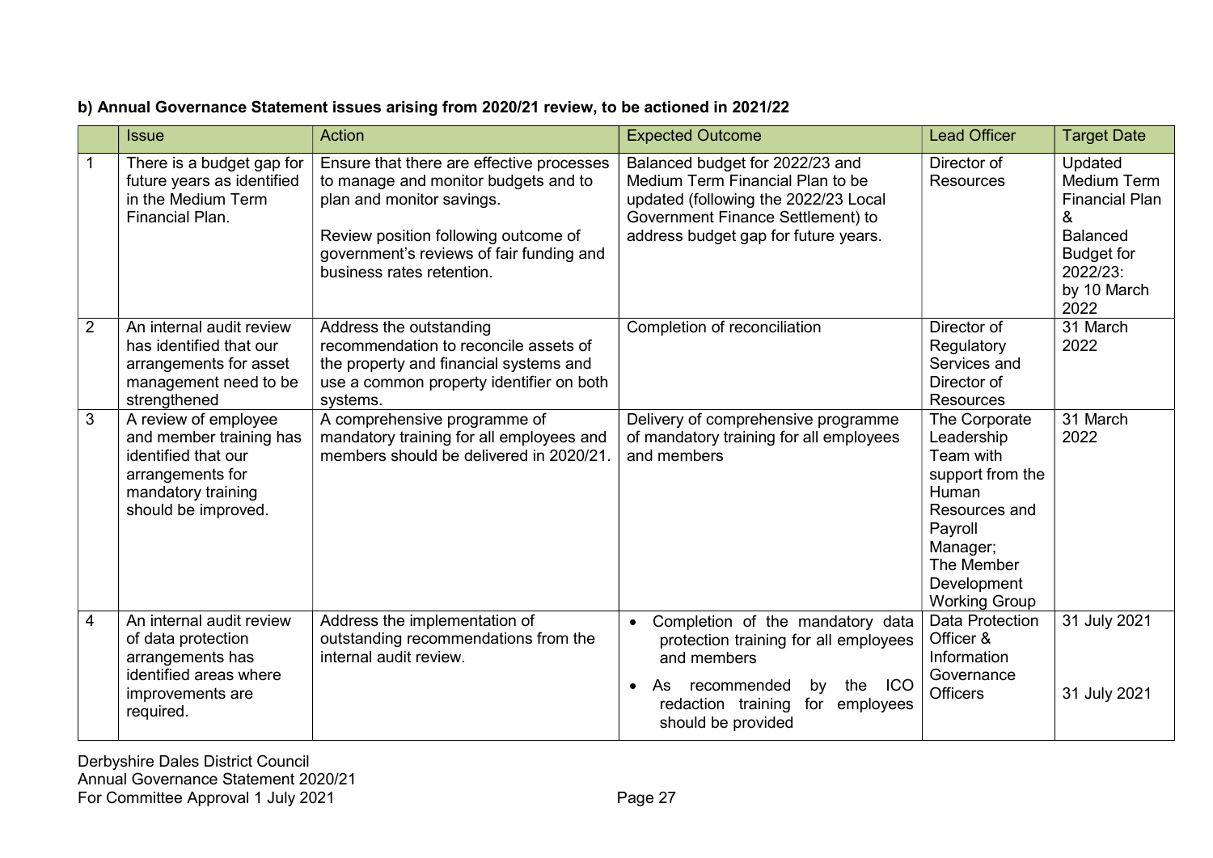**b) Annual Governance Statement issues arising from 2020/21 review, to be actioned in 2021/22**

| | Issue | Action | Expected Outcome | Lead Officer | Target Date |
|---|---|---|---|---|---|
| 1 | There is a budget gap for future years as identified in the Medium Term Financial Plan. | Ensure that there are effective processes to manage and monitor budgets and to plan and monitor savings.<br><br>Review position following outcome of government's reviews of fair funding and business rates retention. | Balanced budget for 2022/23 and Medium Term Financial Plan to be updated (following the 2022/23 Local Government Finance Settlement) to address budget gap for future years. | Director of Resources | Updated Medium Term Financial Plan & Balanced Budget for 2022/23: by 10 March 2022 |
| 2 | An internal audit review has identified that our arrangements for asset management need to be strengthened | Address the outstanding recommendation to reconcile assets of the property and financial systems and use a common property identifier on both systems. | Completion of reconciliation | Director of Regulatory Services and Director of Resources | 31 March 2022 |
| 3 | A review of employee and member training has identified that our arrangements for mandatory training should be improved. | A comprehensive programme of mandatory training for all employees and members should be delivered in 2020/21. | Delivery of comprehensive programme of mandatory training for all employees and members | The Corporate Leadership Team with support from the Human Resources and Payroll Manager; The Member Development Working Group | 31 March 2022 |
| 4 | An internal audit review of data protection arrangements has identified areas where improvements are required. | Address the implementation of outstanding recommendations from the internal audit review. | • Completion of the mandatory data protection training for all employees and members<br>• As recommended by the ICO redaction training for employees should be provided | Data Protection Officer & Information Governance Officers | 31 July 2021<br><br>31 July 2021 |

Derbyshire Dales District Council
Annual Governance Statement 2020/21
For Committee Approval 1 July 2021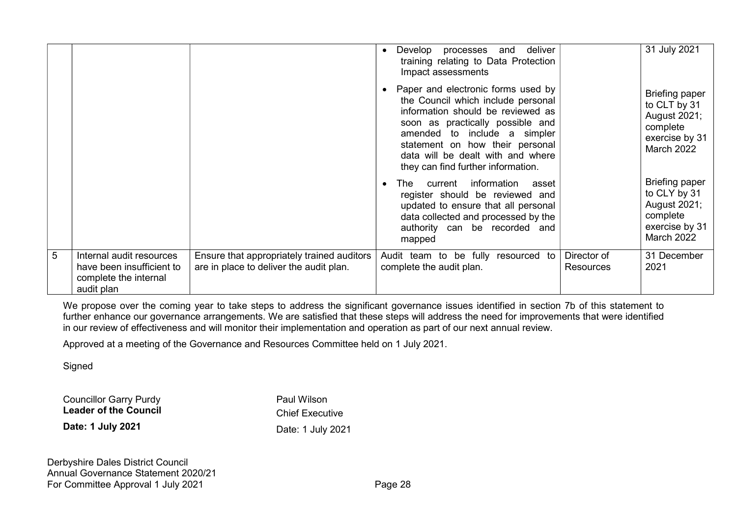| | | | | | |
|---|---|---|---|---|---|
| | | | • Develop processes and deliver training relating to Data Protection Impact assessments | | 31 July 2021 |
| | | | • Paper and electronic forms used by the Council which include personal information should be reviewed as soon as practically possible and amended to include a simpler statement on how their personal data will be dealt with and where they can find further information. | | Briefing paper to CLT by 31 August 2021; complete exercise by 31 March 2022 |
| | | | • The current information asset register should be reviewed and updated to ensure that all personal data collected and processed by the authority can be recorded and mapped | | Briefing paper to CLY by 31 August 2021; complete exercise by 31 March 2022 |
| 5 | Internal audit resources have been insufficient to complete the internal audit plan | Ensure that appropriately trained auditors are in place to deliver the audit plan. | Audit team to be fully resourced to complete the audit plan. | Director of Resources | 31 December 2021 |

We propose over the coming year to take steps to address the significant governance issues identified in section 7b of this statement to further enhance our governance arrangements. We are satisfied that these steps will address the need for improvements that were identified in our review of effectiveness and will monitor their implementation and operation as part of our next annual review.

Approved at a meeting of the Governance and Resources Committee held on 1 July 2021.

Signed

Councillor Garry Purdy
**Leader of the Council**

**Date: 1 July 2021**

Paul Wilson
Chief Executive

Date: 1 July 2021